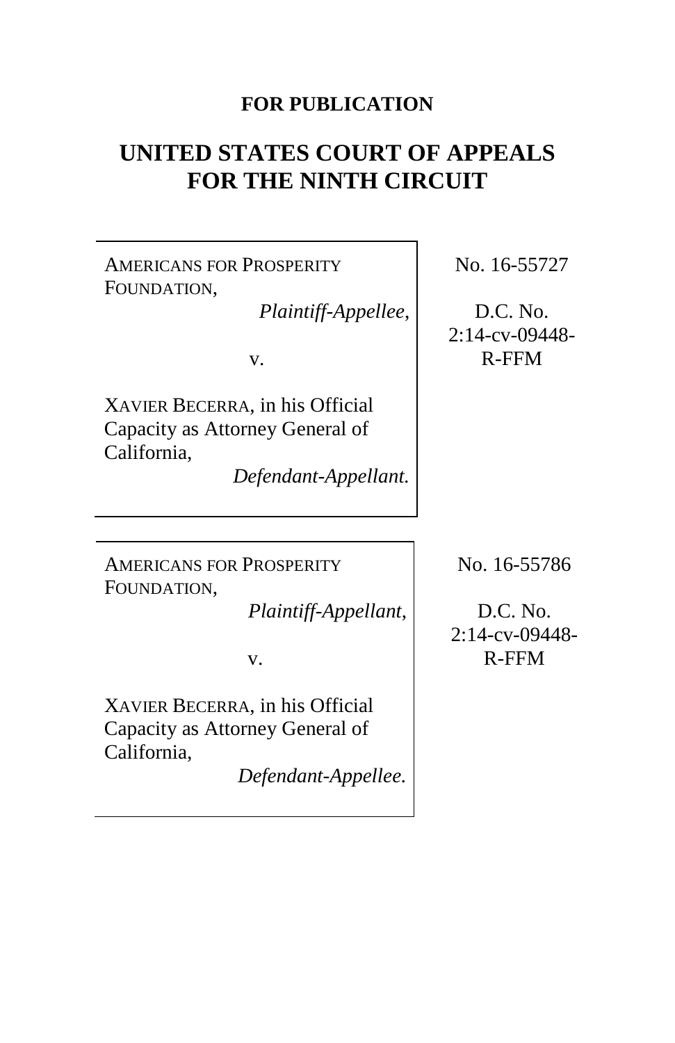**FOR PUBLICATION**

# UNITED STATES COURT OF APPEALS FOR THE NINTH CIRCUIT

| | |
|---|---|
| AMERICANS FOR PROSPERITY FOUNDATION, *Plaintiff-Appellee*, v. XAVIER BECERRA, in his Official Capacity as Attorney General of California, *Defendant-Appellant.* | No. 16-55727 D.C. No. 2:14-cv-09448-R-FFM |

| | |
|---|---|
| AMERICANS FOR PROSPERITY FOUNDATION, *Plaintiff-Appellant*, v. XAVIER BECERRA, in his Official Capacity as Attorney General of California, *Defendant-Appellee.* | No. 16-55786 D.C. No. 2:14-cv-09448-R-FFM |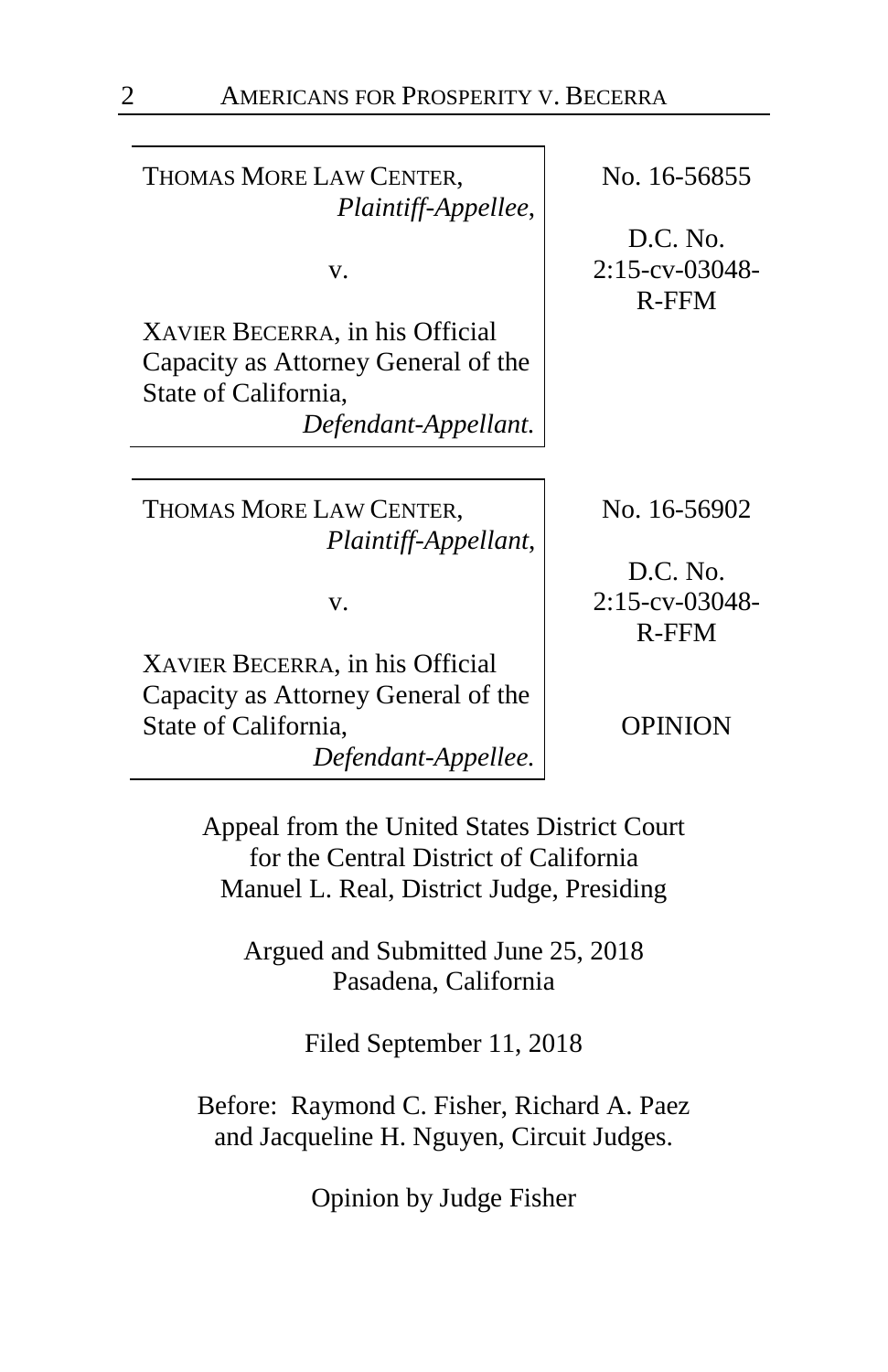| | |
|---|---|
| THOMAS MORE LAW CENTER, *Plaintiff-Appellee*, v. XAVIER BECERRA, in his Official Capacity as Attorney General of the State of California, *Defendant-Appellant.* | No. 16-56855 D.C. No. 2:15-cv-03048-R-FFM |

| | |
|---|---|
| THOMAS MORE LAW CENTER, *Plaintiff-Appellant*, v. XAVIER BECERRA, in his Official Capacity as Attorney General of the State of California, *Defendant-Appellee.* | No. 16-56902 D.C. No. 2:15-cv-03048-R-FFM OPINION |

Appeal from the United States District Court
for the Central District of California
Manuel L. Real, District Judge, Presiding

Argued and Submitted June 25, 2018
Pasadena, California

Filed September 11, 2018

Before: Raymond C. Fisher, Richard A. Paez
and Jacqueline H. Nguyen, Circuit Judges.

Opinion by Judge Fisher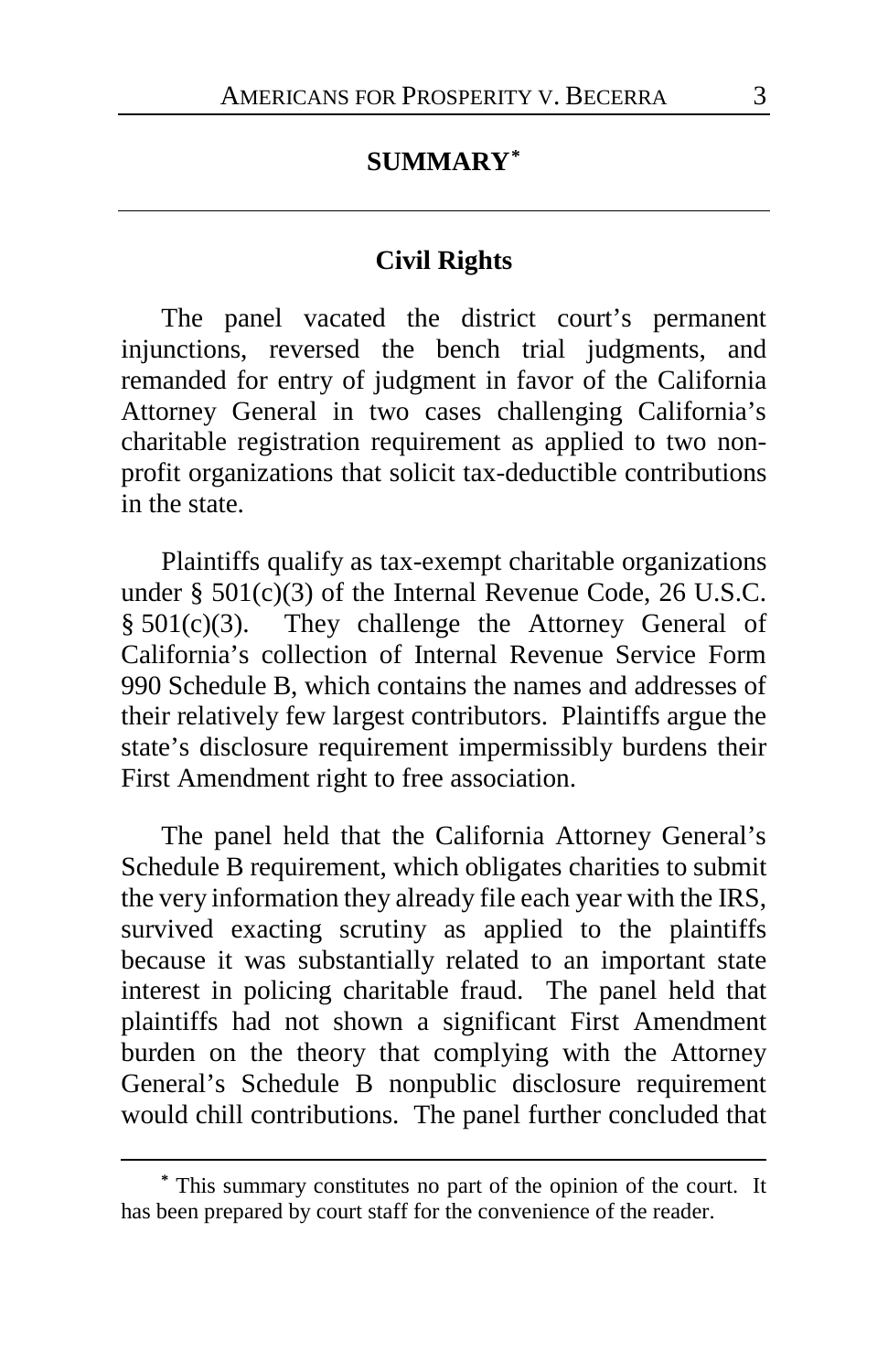## SUMMARY[*]

### Civil Rights

The panel vacated the district court's permanent injunctions, reversed the bench trial judgments, and remanded for entry of judgment in favor of the California Attorney General in two cases challenging California's charitable registration requirement as applied to two non-profit organizations that solicit tax-deductible contributions in the state.

Plaintiffs qualify as tax-exempt charitable organizations under § 501(c)(3) of the Internal Revenue Code, 26 U.S.C. § 501(c)(3). They challenge the Attorney General of California's collection of Internal Revenue Service Form 990 Schedule B, which contains the names and addresses of their relatively few largest contributors. Plaintiffs argue the state's disclosure requirement impermissibly burdens their First Amendment right to free association.

The panel held that the California Attorney General's Schedule B requirement, which obligates charities to submit the very information they already file each year with the IRS, survived exacting scrutiny as applied to the plaintiffs because it was substantially related to an important state interest in policing charitable fraud. The panel held that plaintiffs had not shown a significant First Amendment burden on the theory that complying with the Attorney General's Schedule B nonpublic disclosure requirement would chill contributions. The panel further concluded that

[*] This summary constitutes no part of the opinion of the court. It has been prepared by court staff for the convenience of the reader.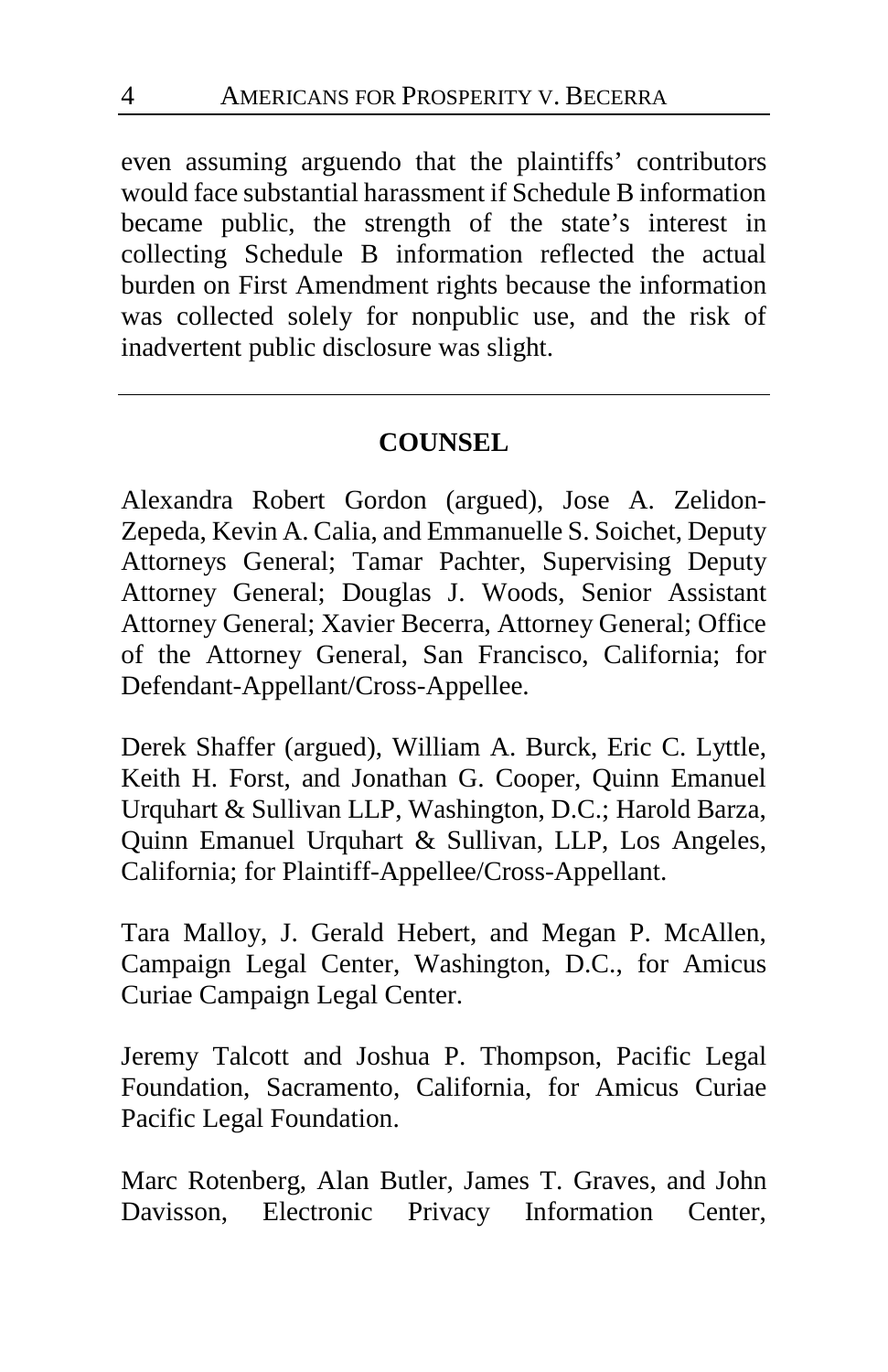even assuming arguendo that the plaintiffs' contributors would face substantial harassment if Schedule B information became public, the strength of the state's interest in collecting Schedule B information reflected the actual burden on First Amendment rights because the information was collected solely for nonpublic use, and the risk of inadvertent public disclosure was slight.

---

## COUNSEL

Alexandra Robert Gordon (argued), Jose A. Zelidon-Zepeda, Kevin A. Calia, and Emmanuelle S. Soichet, Deputy Attorneys General; Tamar Pachter, Supervising Deputy Attorney General; Douglas J. Woods, Senior Assistant Attorney General; Xavier Becerra, Attorney General; Office of the Attorney General, San Francisco, California; for Defendant-Appellant/Cross-Appellee.

Derek Shaffer (argued), William A. Burck, Eric C. Lyttle, Keith H. Forst, and Jonathan G. Cooper, Quinn Emanuel Urquhart & Sullivan LLP, Washington, D.C.; Harold Barza, Quinn Emanuel Urquhart & Sullivan, LLP, Los Angeles, California; for Plaintiff-Appellee/Cross-Appellant.

Tara Malloy, J. Gerald Hebert, and Megan P. McAllen, Campaign Legal Center, Washington, D.C., for Amicus Curiae Campaign Legal Center.

Jeremy Talcott and Joshua P. Thompson, Pacific Legal Foundation, Sacramento, California, for Amicus Curiae Pacific Legal Foundation.

Marc Rotenberg, Alan Butler, James T. Graves, and John Davisson, Electronic Privacy Information Center,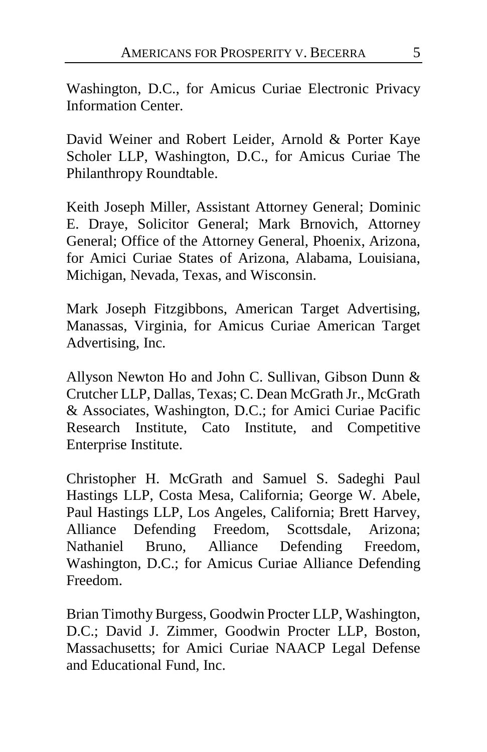Washington, D.C., for Amicus Curiae Electronic Privacy Information Center.

David Weiner and Robert Leider, Arnold & Porter Kaye Scholer LLP, Washington, D.C., for Amicus Curiae The Philanthropy Roundtable.

Keith Joseph Miller, Assistant Attorney General; Dominic E. Draye, Solicitor General; Mark Brnovich, Attorney General; Office of the Attorney General, Phoenix, Arizona, for Amici Curiae States of Arizona, Alabama, Louisiana, Michigan, Nevada, Texas, and Wisconsin.

Mark Joseph Fitzgibbons, American Target Advertising, Manassas, Virginia, for Amicus Curiae American Target Advertising, Inc.

Allyson Newton Ho and John C. Sullivan, Gibson Dunn & Crutcher LLP, Dallas, Texas; C. Dean McGrath Jr., McGrath & Associates, Washington, D.C.; for Amici Curiae Pacific Research Institute, Cato Institute, and Competitive Enterprise Institute.

Christopher H. McGrath and Samuel S. Sadeghi Paul Hastings LLP, Costa Mesa, California; George W. Abele, Paul Hastings LLP, Los Angeles, California; Brett Harvey, Alliance Defending Freedom, Scottsdale, Arizona; Nathaniel Bruno, Alliance Defending Freedom, Washington, D.C.; for Amicus Curiae Alliance Defending Freedom.

Brian Timothy Burgess, Goodwin Procter LLP, Washington, D.C.; David J. Zimmer, Goodwin Procter LLP, Boston, Massachusetts; for Amici Curiae NAACP Legal Defense and Educational Fund, Inc.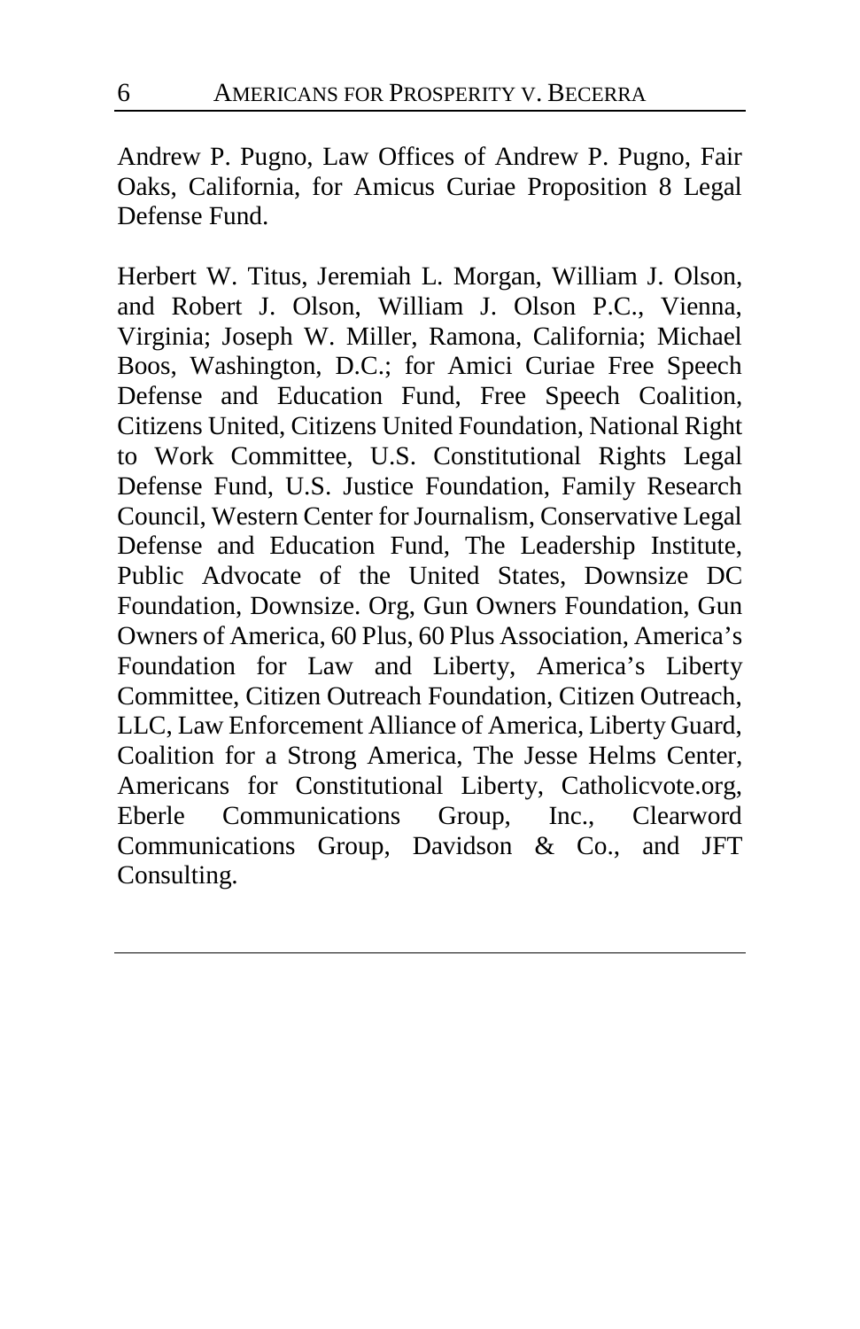Andrew P. Pugno, Law Offices of Andrew P. Pugno, Fair Oaks, California, for Amicus Curiae Proposition 8 Legal Defense Fund.

Herbert W. Titus, Jeremiah L. Morgan, William J. Olson, and Robert J. Olson, William J. Olson P.C., Vienna, Virginia; Joseph W. Miller, Ramona, California; Michael Boos, Washington, D.C.; for Amici Curiae Free Speech Defense and Education Fund, Free Speech Coalition, Citizens United, Citizens United Foundation, National Right to Work Committee, U.S. Constitutional Rights Legal Defense Fund, U.S. Justice Foundation, Family Research Council, Western Center for Journalism, Conservative Legal Defense and Education Fund, The Leadership Institute, Public Advocate of the United States, Downsize DC Foundation, Downsize. Org, Gun Owners Foundation, Gun Owners of America, 60 Plus, 60 Plus Association, America's Foundation for Law and Liberty, America's Liberty Committee, Citizen Outreach Foundation, Citizen Outreach, LLC, Law Enforcement Alliance of America, Liberty Guard, Coalition for a Strong America, The Jesse Helms Center, Americans for Constitutional Liberty, Catholicvote.org, Eberle Communications Group, Inc., Clearword Communications Group, Davidson & Co., and JFT Consulting.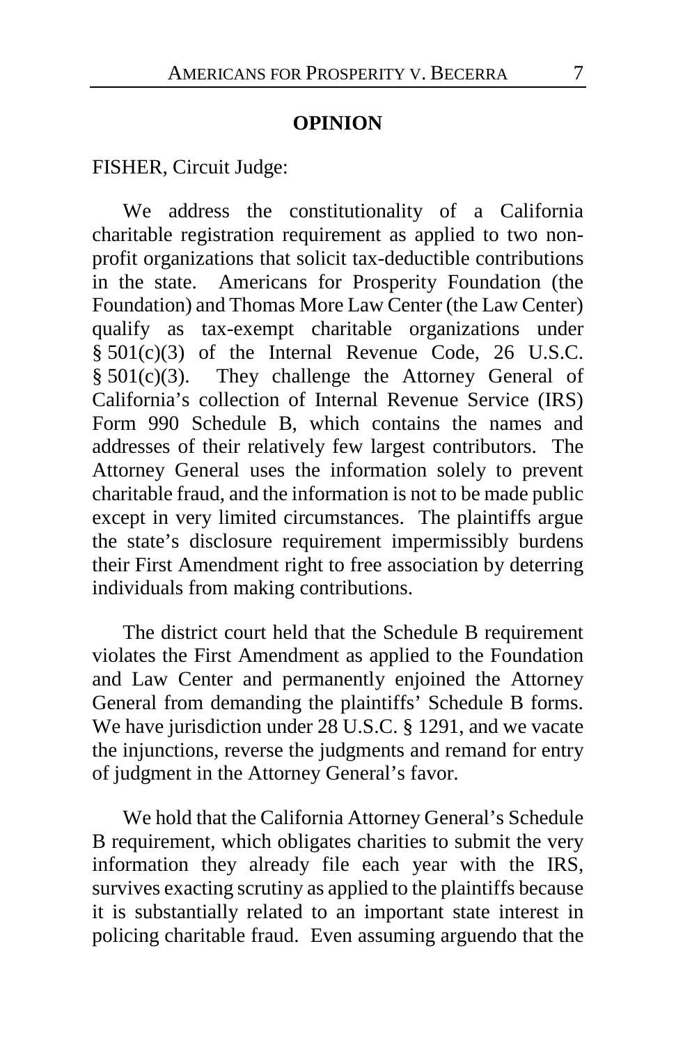## OPINION

FISHER, Circuit Judge:

We address the constitutionality of a California charitable registration requirement as applied to two non-profit organizations that solicit tax-deductible contributions in the state. Americans for Prosperity Foundation (the Foundation) and Thomas More Law Center (the Law Center) qualify as tax-exempt charitable organizations under § 501(c)(3) of the Internal Revenue Code, 26 U.S.C. § 501(c)(3). They challenge the Attorney General of California's collection of Internal Revenue Service (IRS) Form 990 Schedule B, which contains the names and addresses of their relatively few largest contributors. The Attorney General uses the information solely to prevent charitable fraud, and the information is not to be made public except in very limited circumstances. The plaintiffs argue the state's disclosure requirement impermissibly burdens their First Amendment right to free association by deterring individuals from making contributions.

The district court held that the Schedule B requirement violates the First Amendment as applied to the Foundation and Law Center and permanently enjoined the Attorney General from demanding the plaintiffs' Schedule B forms. We have jurisdiction under 28 U.S.C. § 1291, and we vacate the injunctions, reverse the judgments and remand for entry of judgment in the Attorney General's favor.

We hold that the California Attorney General's Schedule B requirement, which obligates charities to submit the very information they already file each year with the IRS, survives exacting scrutiny as applied to the plaintiffs because it is substantially related to an important state interest in policing charitable fraud. Even assuming arguendo that the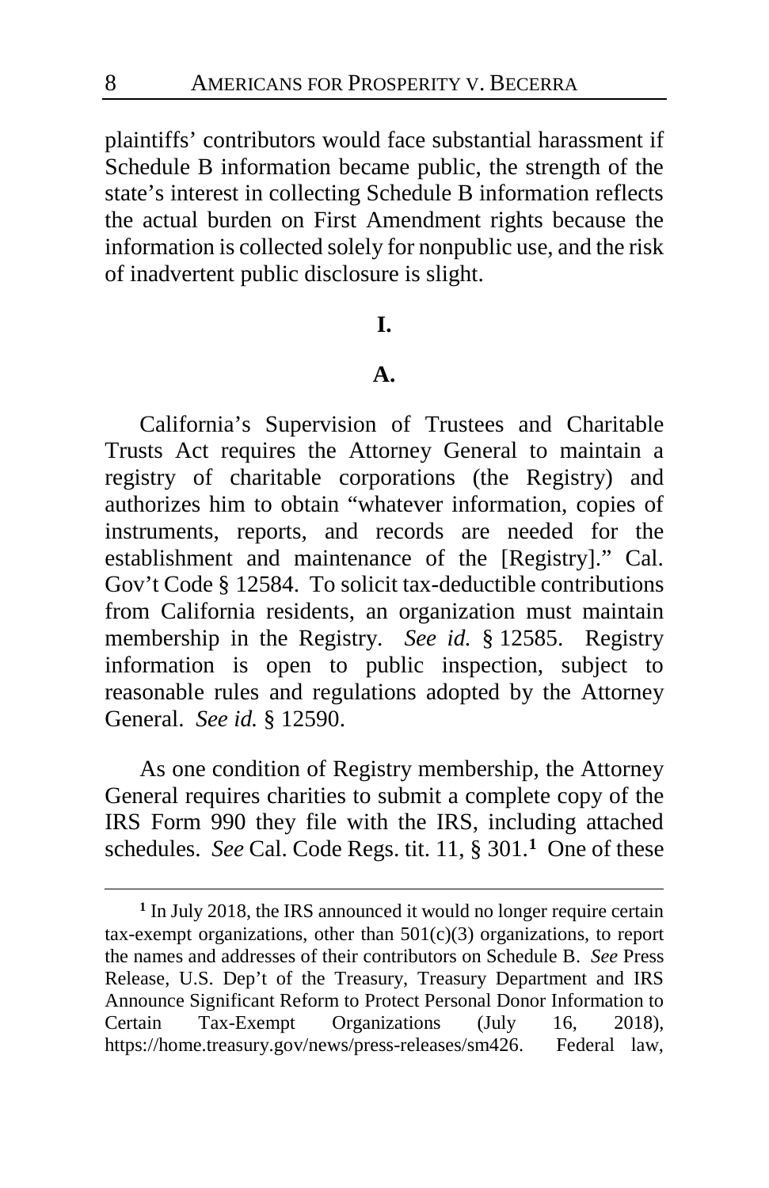plaintiffs' contributors would face substantial harassment if Schedule B information became public, the strength of the state's interest in collecting Schedule B information reflects the actual burden on First Amendment rights because the information is collected solely for nonpublic use, and the risk of inadvertent public disclosure is slight.

## I.

### A.

California's Supervision of Trustees and Charitable Trusts Act requires the Attorney General to maintain a registry of charitable corporations (the Registry) and authorizes him to obtain "whatever information, copies of instruments, reports, and records are needed for the establishment and maintenance of the [Registry]." Cal. Gov't Code § 12584. To solicit tax-deductible contributions from California residents, an organization must maintain membership in the Registry. *See id.* § 12585. Registry information is open to public inspection, subject to reasonable rules and regulations adopted by the Attorney General. *See id.* § 12590.

As one condition of Registry membership, the Attorney General requires charities to submit a complete copy of the IRS Form 990 they file with the IRS, including attached schedules. *See* Cal. Code Regs. tit. 11, § 301.[1] One of these

[1] In July 2018, the IRS announced it would no longer require certain tax-exempt organizations, other than 501(c)(3) organizations, to report the names and addresses of their contributors on Schedule B. *See* Press Release, U.S. Dep't of the Treasury, Treasury Department and IRS Announce Significant Reform to Protect Personal Donor Information to Certain Tax-Exempt Organizations (July 16, 2018), https://home.treasury.gov/news/press-releases/sm426. Federal law,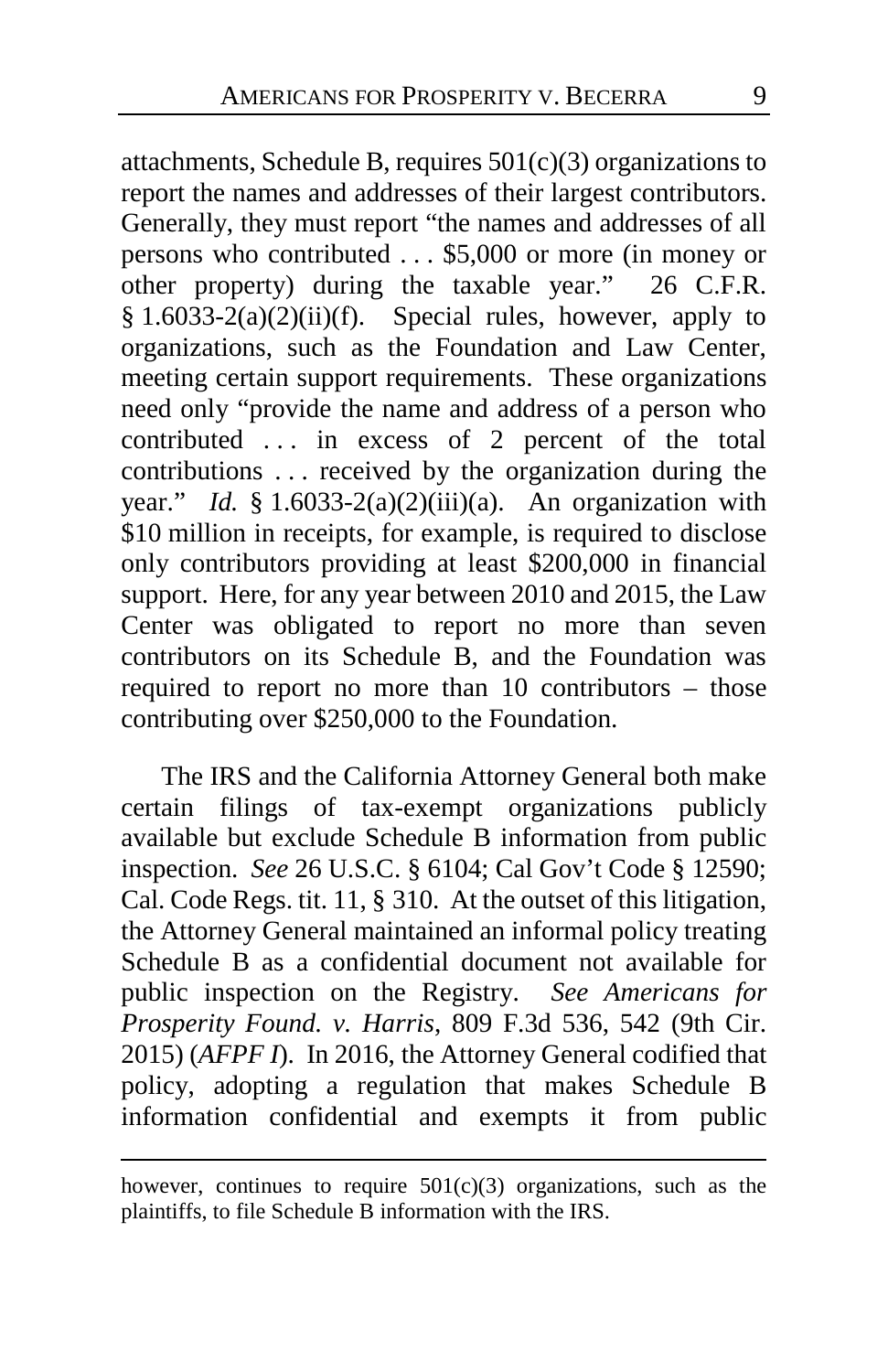attachments, Schedule B, requires 501(c)(3) organizations to report the names and addresses of their largest contributors. Generally, they must report "the names and addresses of all persons who contributed . . . $5,000 or more (in money or other property) during the taxable year." 26 C.F.R. § 1.6033-2(a)(2)(ii)(f). Special rules, however, apply to organizations, such as the Foundation and Law Center, meeting certain support requirements. These organizations need only "provide the name and address of a person who contributed . . . in excess of 2 percent of the total contributions . . . received by the organization during the year." *Id.* § 1.6033-2(a)(2)(iii)(a). An organization with $10 million in receipts, for example, is required to disclose only contributors providing at least $200,000 in financial support. Here, for any year between 2010 and 2015, the Law Center was obligated to report no more than seven contributors on its Schedule B, and the Foundation was required to report no more than 10 contributors – those contributing over $250,000 to the Foundation.

The IRS and the California Attorney General both make certain filings of tax-exempt organizations publicly available but exclude Schedule B information from public inspection. *See* 26 U.S.C. § 6104; Cal Gov't Code § 12590; Cal. Code Regs. tit. 11, § 310. At the outset of this litigation, the Attorney General maintained an informal policy treating Schedule B as a confidential document not available for public inspection on the Registry. *See Americans for Prosperity Found. v. Harris*, 809 F.3d 536, 542 (9th Cir. 2015) (*AFPF I*). In 2016, the Attorney General codified that policy, adopting a regulation that makes Schedule B information confidential and exempts it from public

however, continues to require 501(c)(3) organizations, such as the plaintiffs, to file Schedule B information with the IRS.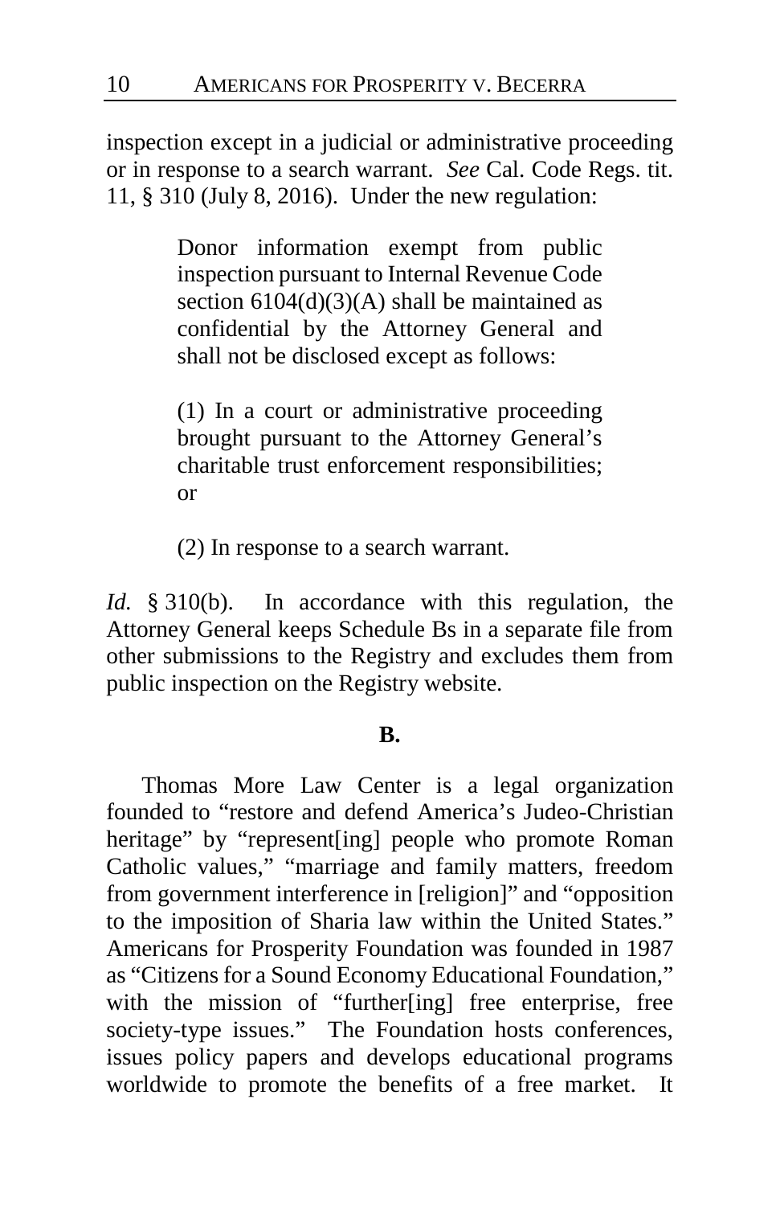inspection except in a judicial or administrative proceeding or in response to a search warrant. *See* Cal. Code Regs. tit. 11, § 310 (July 8, 2016). Under the new regulation:

> Donor information exempt from public inspection pursuant to Internal Revenue Code section 6104(d)(3)(A) shall be maintained as confidential by the Attorney General and shall not be disclosed except as follows:
>
> (1) In a court or administrative proceeding brought pursuant to the Attorney General's charitable trust enforcement responsibilities; or
>
> (2) In response to a search warrant.

*Id.* § 310(b). In accordance with this regulation, the Attorney General keeps Schedule Bs in a separate file from other submissions to the Registry and excludes them from public inspection on the Registry website.

**B.**

Thomas More Law Center is a legal organization founded to "restore and defend America's Judeo-Christian heritage" by "represent[ing] people who promote Roman Catholic values," "marriage and family matters, freedom from government interference in [religion]" and "opposition to the imposition of Sharia law within the United States." Americans for Prosperity Foundation was founded in 1987 as "Citizens for a Sound Economy Educational Foundation," with the mission of "further[ing] free enterprise, free society-type issues." The Foundation hosts conferences, issues policy papers and develops educational programs worldwide to promote the benefits of a free market. It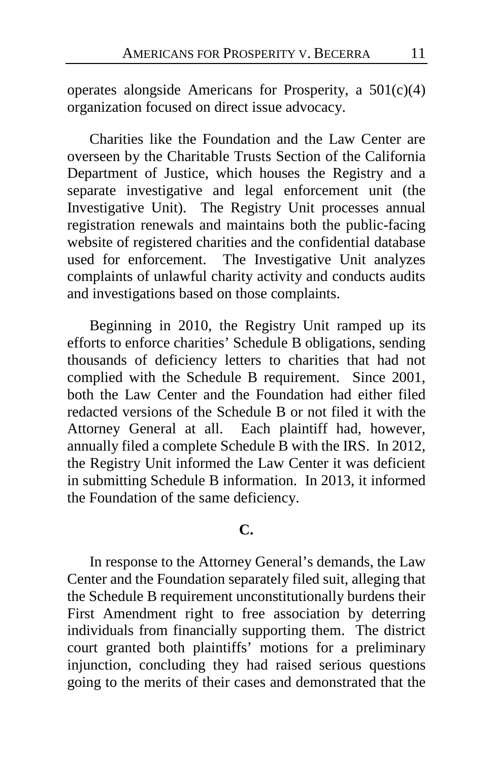operates alongside Americans for Prosperity, a 501(c)(4) organization focused on direct issue advocacy.

Charities like the Foundation and the Law Center are overseen by the Charitable Trusts Section of the California Department of Justice, which houses the Registry and a separate investigative and legal enforcement unit (the Investigative Unit). The Registry Unit processes annual registration renewals and maintains both the public-facing website of registered charities and the confidential database used for enforcement. The Investigative Unit analyzes complaints of unlawful charity activity and conducts audits and investigations based on those complaints.

Beginning in 2010, the Registry Unit ramped up its efforts to enforce charities' Schedule B obligations, sending thousands of deficiency letters to charities that had not complied with the Schedule B requirement. Since 2001, both the Law Center and the Foundation had either filed redacted versions of the Schedule B or not filed it with the Attorney General at all. Each plaintiff had, however, annually filed a complete Schedule B with the IRS. In 2012, the Registry Unit informed the Law Center it was deficient in submitting Schedule B information. In 2013, it informed the Foundation of the same deficiency.

### C.

In response to the Attorney General's demands, the Law Center and the Foundation separately filed suit, alleging that the Schedule B requirement unconstitutionally burdens their First Amendment right to free association by deterring individuals from financially supporting them. The district court granted both plaintiffs' motions for a preliminary injunction, concluding they had raised serious questions going to the merits of their cases and demonstrated that the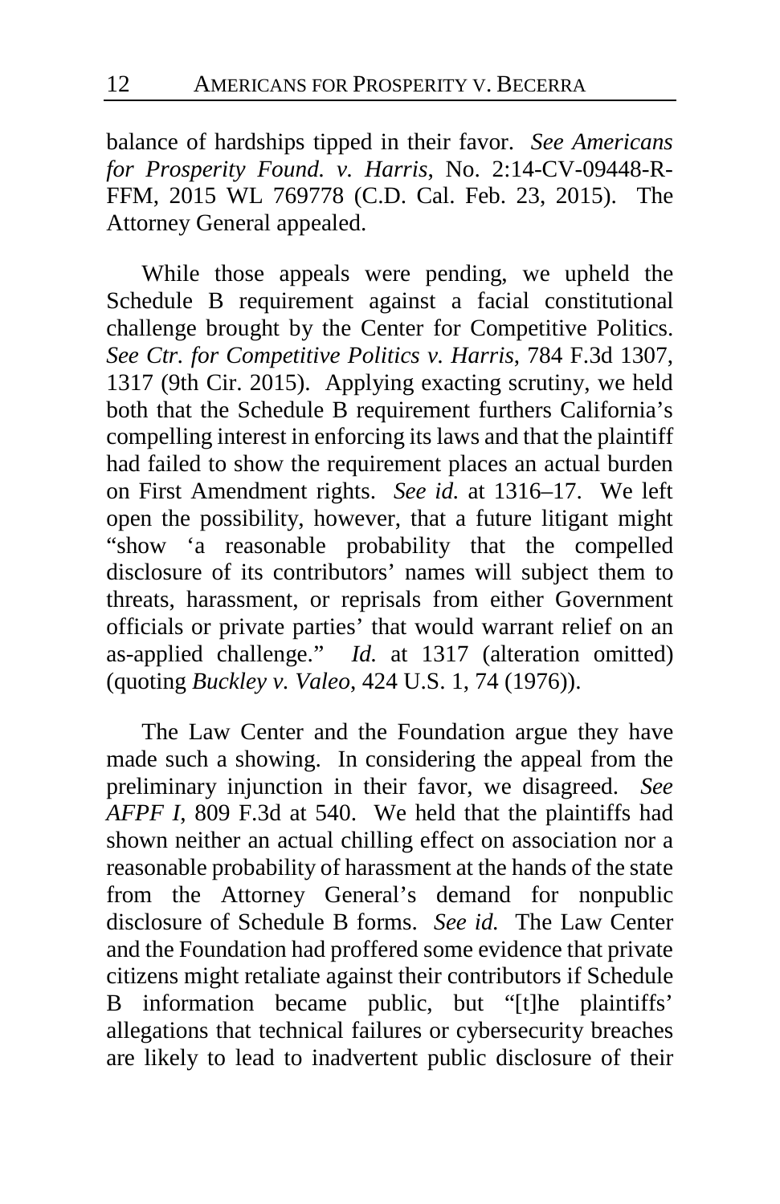balance of hardships tipped in their favor. *See Americans for Prosperity Found. v. Harris*, No. 2:14-CV-09448-R-FFM, 2015 WL 769778 (C.D. Cal. Feb. 23, 2015). The Attorney General appealed.

While those appeals were pending, we upheld the Schedule B requirement against a facial constitutional challenge brought by the Center for Competitive Politics. *See Ctr. for Competitive Politics v. Harris*, 784 F.3d 1307, 1317 (9th Cir. 2015). Applying exacting scrutiny, we held both that the Schedule B requirement furthers California's compelling interest in enforcing its laws and that the plaintiff had failed to show the requirement places an actual burden on First Amendment rights. *See id.* at 1316–17. We left open the possibility, however, that a future litigant might "show 'a reasonable probability that the compelled disclosure of its contributors' names will subject them to threats, harassment, or reprisals from either Government officials or private parties' that would warrant relief on an as-applied challenge." *Id.* at 1317 (alteration omitted) (quoting *Buckley v. Valeo*, 424 U.S. 1, 74 (1976)).

The Law Center and the Foundation argue they have made such a showing. In considering the appeal from the preliminary injunction in their favor, we disagreed. *See AFPF I*, 809 F.3d at 540. We held that the plaintiffs had shown neither an actual chilling effect on association nor a reasonable probability of harassment at the hands of the state from the Attorney General's demand for nonpublic disclosure of Schedule B forms. *See id.* The Law Center and the Foundation had proffered some evidence that private citizens might retaliate against their contributors if Schedule B information became public, but "[t]he plaintiffs' allegations that technical failures or cybersecurity breaches are likely to lead to inadvertent public disclosure of their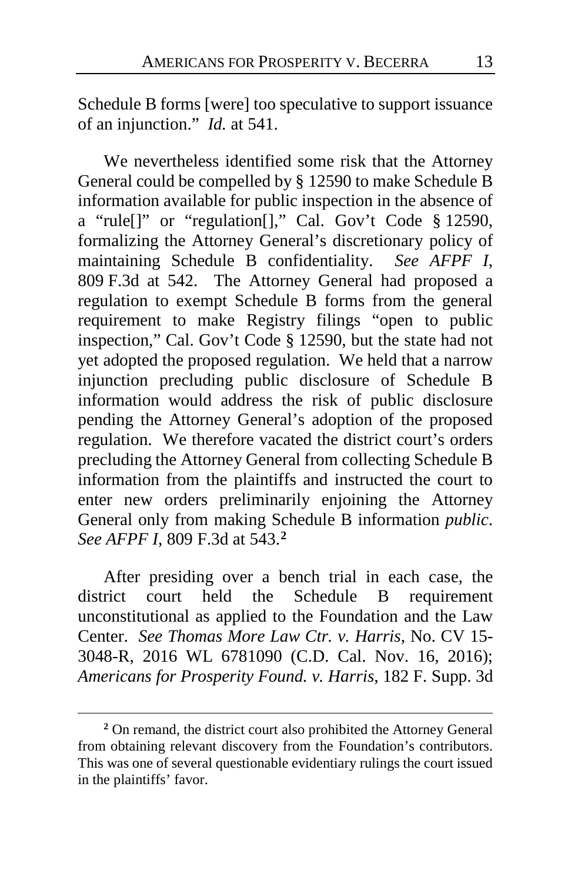Schedule B forms [were] too speculative to support issuance of an injunction." *Id.* at 541.

We nevertheless identified some risk that the Attorney General could be compelled by § 12590 to make Schedule B information available for public inspection in the absence of a "rule[]" or "regulation[]," Cal. Gov't Code § 12590, formalizing the Attorney General's discretionary policy of maintaining Schedule B confidentiality. *See AFPF I*, 809 F.3d at 542. The Attorney General had proposed a regulation to exempt Schedule B forms from the general requirement to make Registry filings "open to public inspection," Cal. Gov't Code § 12590, but the state had not yet adopted the proposed regulation. We held that a narrow injunction precluding public disclosure of Schedule B information would address the risk of public disclosure pending the Attorney General's adoption of the proposed regulation. We therefore vacated the district court's orders precluding the Attorney General from collecting Schedule B information from the plaintiffs and instructed the court to enter new orders preliminarily enjoining the Attorney General only from making Schedule B information *public*. *See AFPF I*, 809 F.3d at 543.[2]

After presiding over a bench trial in each case, the district court held the Schedule B requirement unconstitutional as applied to the Foundation and the Law Center. *See Thomas More Law Ctr. v. Harris*, No. CV 15-3048-R, 2016 WL 6781090 (C.D. Cal. Nov. 16, 2016); *Americans for Prosperity Found. v. Harris*, 182 F. Supp. 3d

---

[2] On remand, the district court also prohibited the Attorney General from obtaining relevant discovery from the Foundation's contributors. This was one of several questionable evidentiary rulings the court issued in the plaintiffs' favor.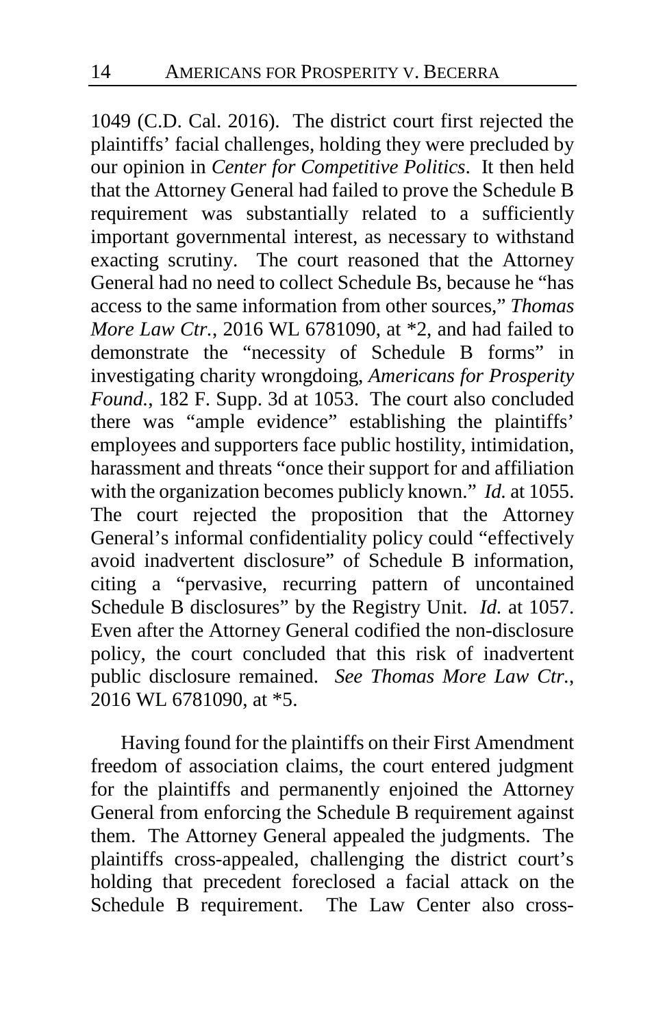1049 (C.D. Cal. 2016). The district court first rejected the plaintiffs' facial challenges, holding they were precluded by our opinion in *Center for Competitive Politics*. It then held that the Attorney General had failed to prove the Schedule B requirement was substantially related to a sufficiently important governmental interest, as necessary to withstand exacting scrutiny. The court reasoned that the Attorney General had no need to collect Schedule Bs, because he "has access to the same information from other sources," *Thomas More Law Ctr.*, 2016 WL 6781090, at *2, and had failed to demonstrate the "necessity of Schedule B forms" in investigating charity wrongdoing, *Americans for Prosperity Found.*, 182 F. Supp. 3d at 1053. The court also concluded there was "ample evidence" establishing the plaintiffs' employees and supporters face public hostility, intimidation, harassment and threats "once their support for and affiliation with the organization becomes publicly known." *Id.* at 1055. The court rejected the proposition that the Attorney General's informal confidentiality policy could "effectively avoid inadvertent disclosure" of Schedule B information, citing a "pervasive, recurring pattern of uncontained Schedule B disclosures" by the Registry Unit. *Id.* at 1057. Even after the Attorney General codified the non-disclosure policy, the court concluded that this risk of inadvertent public disclosure remained. *See Thomas More Law Ctr.*, 2016 WL 6781090, at *5.

Having found for the plaintiffs on their First Amendment freedom of association claims, the court entered judgment for the plaintiffs and permanently enjoined the Attorney General from enforcing the Schedule B requirement against them. The Attorney General appealed the judgments. The plaintiffs cross-appealed, challenging the district court's holding that precedent foreclosed a facial attack on the Schedule B requirement. The Law Center also cross-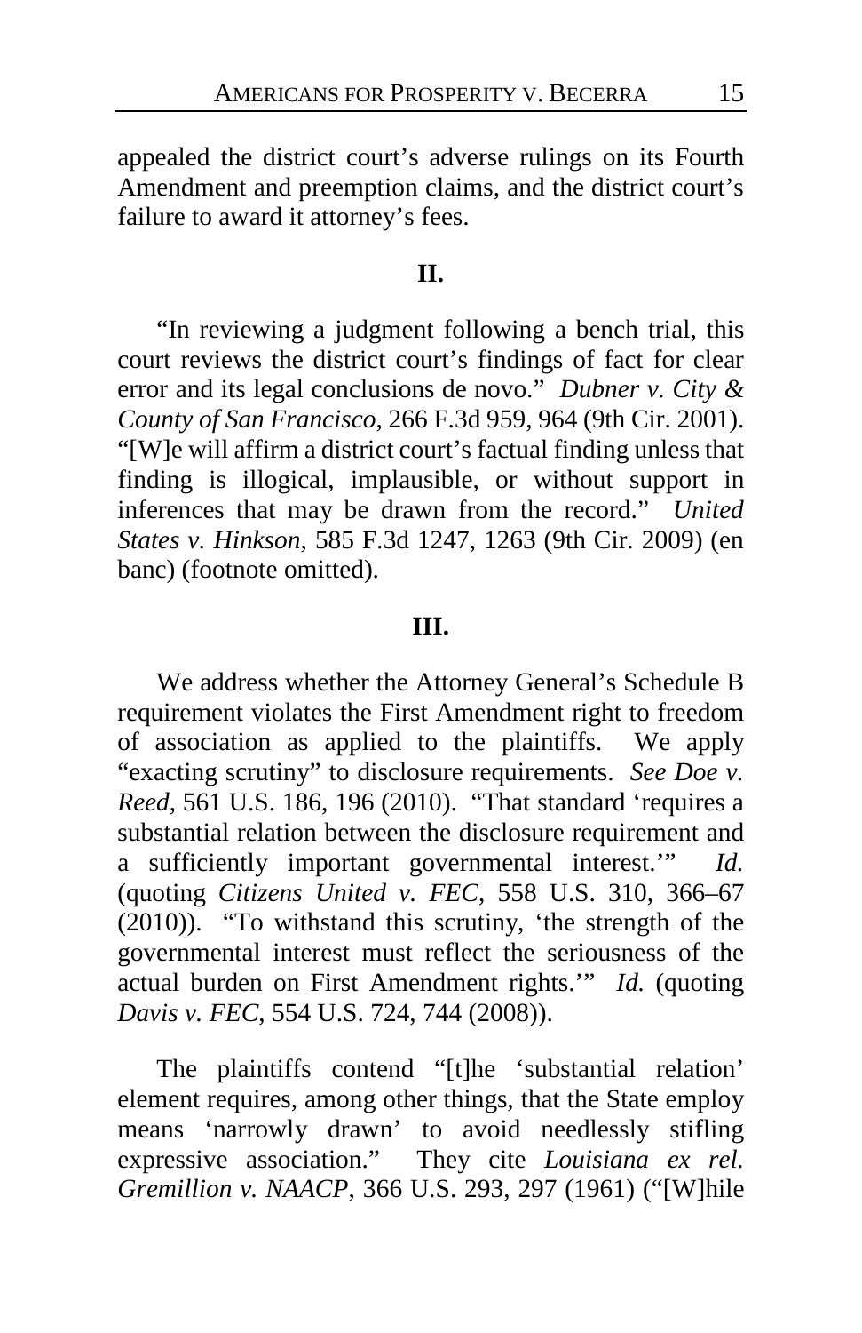appealed the district court's adverse rulings on its Fourth Amendment and preemption claims, and the district court's failure to award it attorney's fees.

## II.

"In reviewing a judgment following a bench trial, this court reviews the district court's findings of fact for clear error and its legal conclusions de novo." *Dubner v. City & County of San Francisco*, 266 F.3d 959, 964 (9th Cir. 2001). "[W]e will affirm a district court's factual finding unless that finding is illogical, implausible, or without support in inferences that may be drawn from the record." *United States v. Hinkson*, 585 F.3d 1247, 1263 (9th Cir. 2009) (en banc) (footnote omitted).

## III.

We address whether the Attorney General's Schedule B requirement violates the First Amendment right to freedom of association as applied to the plaintiffs. We apply "exacting scrutiny" to disclosure requirements. *See Doe v. Reed*, 561 U.S. 186, 196 (2010). "That standard 'requires a substantial relation between the disclosure requirement and a sufficiently important governmental interest.'" *Id.* (quoting *Citizens United v. FEC*, 558 U.S. 310, 366–67 (2010)). "To withstand this scrutiny, 'the strength of the governmental interest must reflect the seriousness of the actual burden on First Amendment rights.'" *Id.* (quoting *Davis v. FEC*, 554 U.S. 724, 744 (2008)).

The plaintiffs contend "[t]he 'substantial relation' element requires, among other things, that the State employ means 'narrowly drawn' to avoid needlessly stifling expressive association." They cite *Louisiana ex rel. Gremillion v. NAACP*, 366 U.S. 293, 297 (1961) ("[W]hile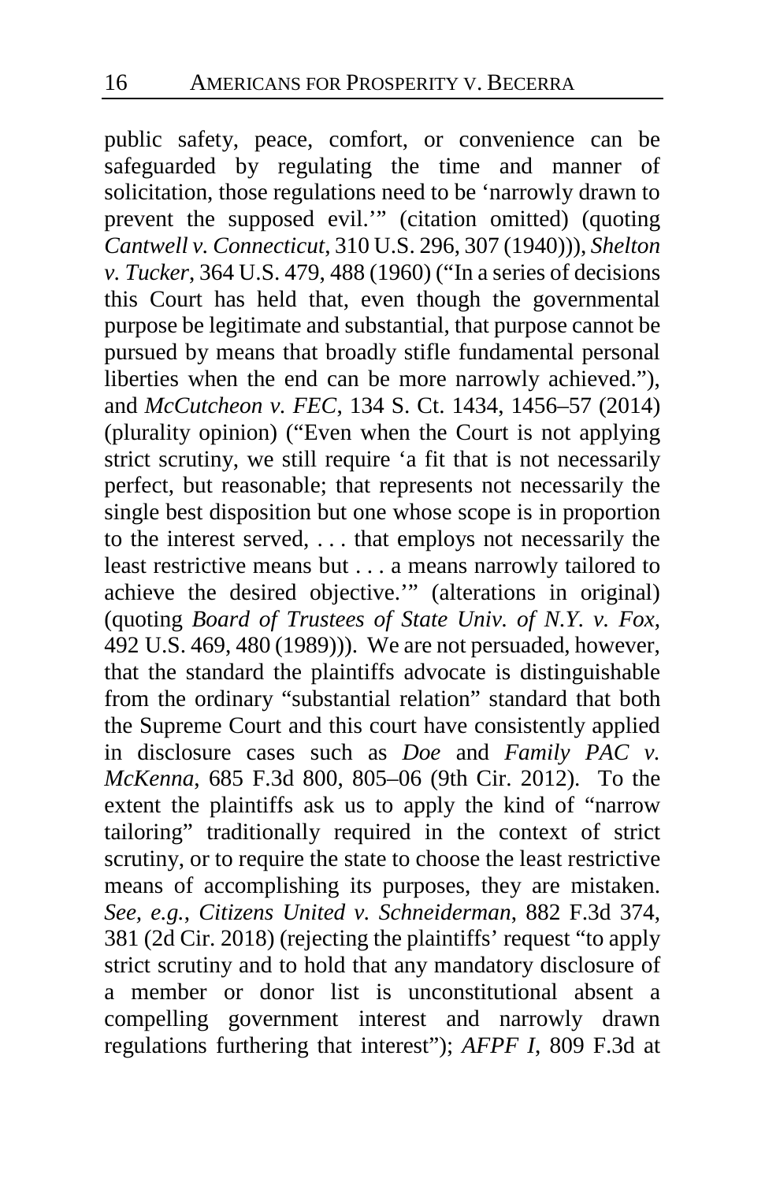public safety, peace, comfort, or convenience can be safeguarded by regulating the time and manner of solicitation, those regulations need to be 'narrowly drawn to prevent the supposed evil.'" (citation omitted) (quoting *Cantwell v. Connecticut*, 310 U.S. 296, 307 (1940))), *Shelton v. Tucker*, 364 U.S. 479, 488 (1960) ("In a series of decisions this Court has held that, even though the governmental purpose be legitimate and substantial, that purpose cannot be pursued by means that broadly stifle fundamental personal liberties when the end can be more narrowly achieved."), and *McCutcheon v. FEC*, 134 S. Ct. 1434, 1456–57 (2014) (plurality opinion) ("Even when the Court is not applying strict scrutiny, we still require 'a fit that is not necessarily perfect, but reasonable; that represents not necessarily the single best disposition but one whose scope is in proportion to the interest served, . . . that employs not necessarily the least restrictive means but . . . a means narrowly tailored to achieve the desired objective.'" (alterations in original) (quoting *Board of Trustees of State Univ. of N.Y. v. Fox*, 492 U.S. 469, 480 (1989))). We are not persuaded, however, that the standard the plaintiffs advocate is distinguishable from the ordinary "substantial relation" standard that both the Supreme Court and this court have consistently applied in disclosure cases such as *Doe* and *Family PAC v. McKenna*, 685 F.3d 800, 805–06 (9th Cir. 2012). To the extent the plaintiffs ask us to apply the kind of "narrow tailoring" traditionally required in the context of strict scrutiny, or to require the state to choose the least restrictive means of accomplishing its purposes, they are mistaken. *See, e.g.*, *Citizens United v. Schneiderman*, 882 F.3d 374, 381 (2d Cir. 2018) (rejecting the plaintiffs' request "to apply strict scrutiny and to hold that any mandatory disclosure of a member or donor list is unconstitutional absent a compelling government interest and narrowly drawn regulations furthering that interest"); *AFPF I*, 809 F.3d at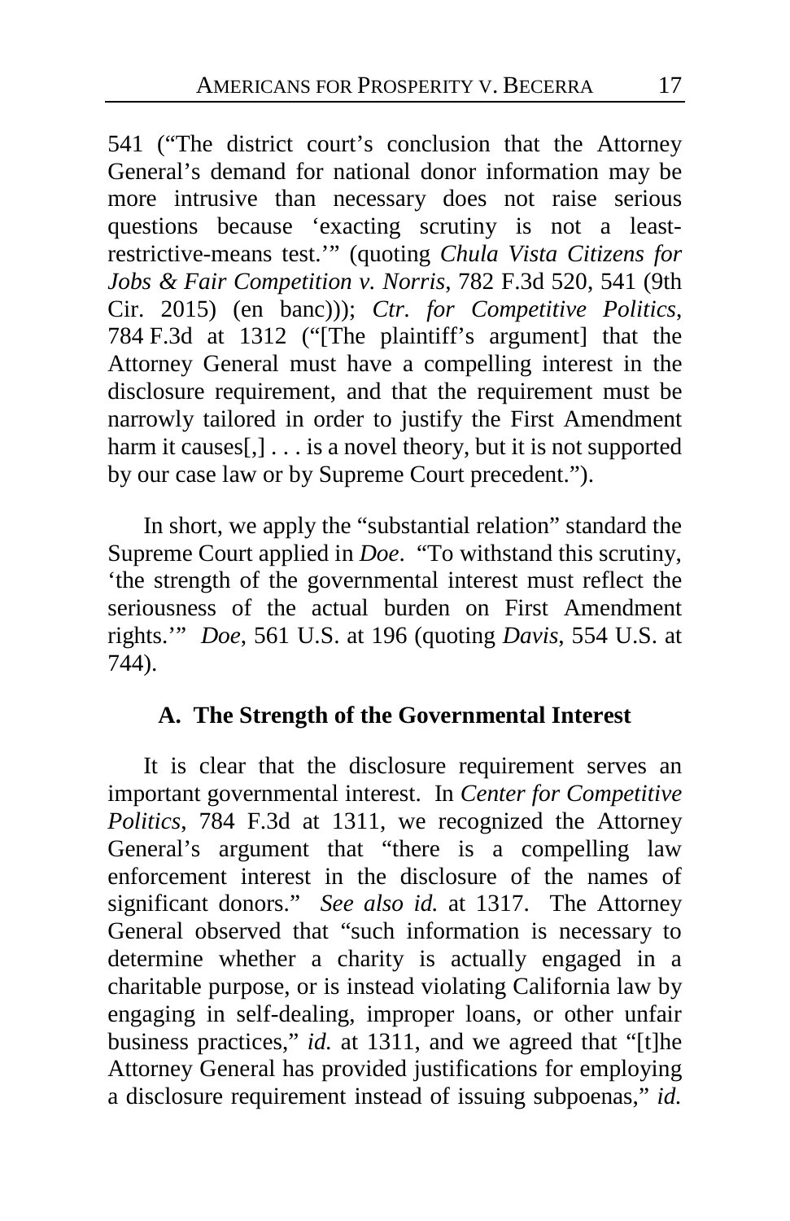541 ("The district court's conclusion that the Attorney General's demand for national donor information may be more intrusive than necessary does not raise serious questions because 'exacting scrutiny is not a least-restrictive-means test.'" (quoting *Chula Vista Citizens for Jobs & Fair Competition v. Norris*, 782 F.3d 520, 541 (9th Cir. 2015) (en banc))); *Ctr. for Competitive Politics*, 784 F.3d at 1312 ("[The plaintiff's argument] that the Attorney General must have a compelling interest in the disclosure requirement, and that the requirement must be narrowly tailored in order to justify the First Amendment harm it causes[,] . . . is a novel theory, but it is not supported by our case law or by Supreme Court precedent.").

In short, we apply the "substantial relation" standard the Supreme Court applied in *Doe*. "To withstand this scrutiny, 'the strength of the governmental interest must reflect the seriousness of the actual burden on First Amendment rights.'" *Doe*, 561 U.S. at 196 (quoting *Davis*, 554 U.S. at 744).

### A. The Strength of the Governmental Interest

It is clear that the disclosure requirement serves an important governmental interest. In *Center for Competitive Politics*, 784 F.3d at 1311, we recognized the Attorney General's argument that "there is a compelling law enforcement interest in the disclosure of the names of significant donors." *See also id.* at 1317. The Attorney General observed that "such information is necessary to determine whether a charity is actually engaged in a charitable purpose, or is instead violating California law by engaging in self-dealing, improper loans, or other unfair business practices," *id.* at 1311, and we agreed that "[t]he Attorney General has provided justifications for employing a disclosure requirement instead of issuing subpoenas," *id.*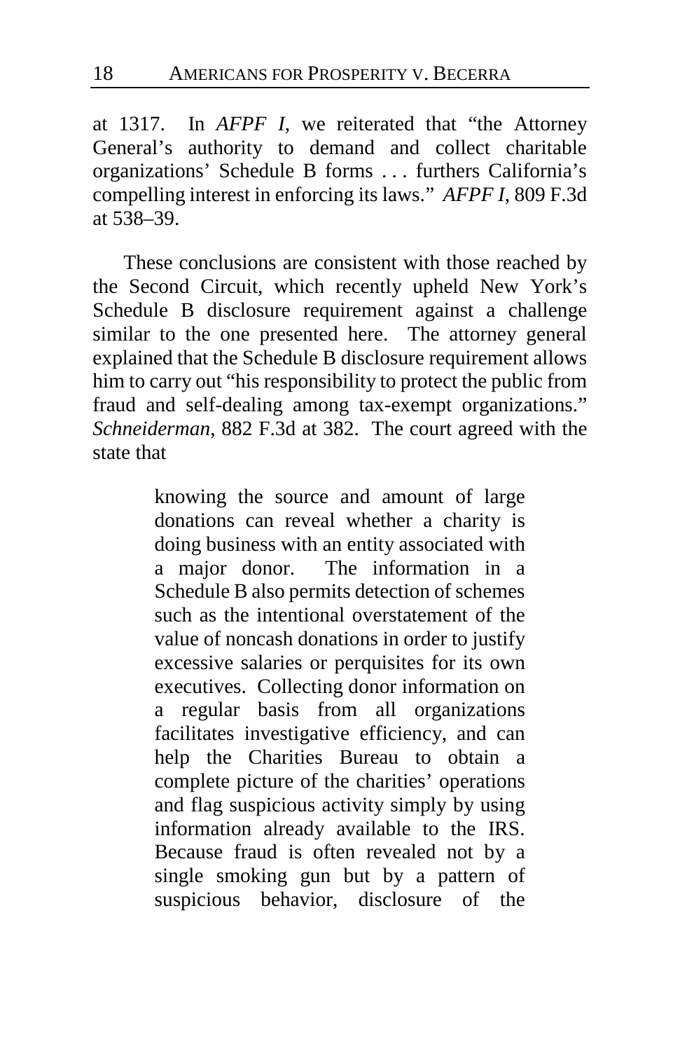at 1317. In *AFPF I*, we reiterated that "the Attorney General's authority to demand and collect charitable organizations' Schedule B forms . . . furthers California's compelling interest in enforcing its laws." *AFPF I*, 809 F.3d at 538–39.

These conclusions are consistent with those reached by the Second Circuit, which recently upheld New York's Schedule B disclosure requirement against a challenge similar to the one presented here. The attorney general explained that the Schedule B disclosure requirement allows him to carry out "his responsibility to protect the public from fraud and self-dealing among tax-exempt organizations." *Schneiderman*, 882 F.3d at 382. The court agreed with the state that

> knowing the source and amount of large donations can reveal whether a charity is doing business with an entity associated with a major donor. The information in a Schedule B also permits detection of schemes such as the intentional overstatement of the value of noncash donations in order to justify excessive salaries or perquisites for its own executives. Collecting donor information on a regular basis from all organizations facilitates investigative efficiency, and can help the Charities Bureau to obtain a complete picture of the charities' operations and flag suspicious activity simply by using information already available to the IRS. Because fraud is often revealed not by a single smoking gun but by a pattern of suspicious behavior, disclosure of the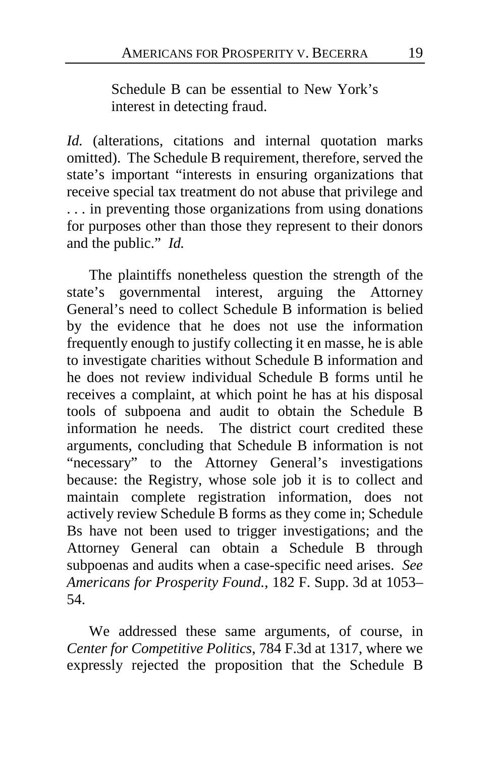> Schedule B can be essential to New York's interest in detecting fraud.

*Id.* (alterations, citations and internal quotation marks omitted). The Schedule B requirement, therefore, served the state's important "interests in ensuring organizations that receive special tax treatment do not abuse that privilege and . . . in preventing those organizations from using donations for purposes other than those they represent to their donors and the public." *Id.*

The plaintiffs nonetheless question the strength of the state's governmental interest, arguing the Attorney General's need to collect Schedule B information is belied by the evidence that he does not use the information frequently enough to justify collecting it en masse, he is able to investigate charities without Schedule B information and he does not review individual Schedule B forms until he receives a complaint, at which point he has at his disposal tools of subpoena and audit to obtain the Schedule B information he needs. The district court credited these arguments, concluding that Schedule B information is not "necessary" to the Attorney General's investigations because: the Registry, whose sole job it is to collect and maintain complete registration information, does not actively review Schedule B forms as they come in; Schedule Bs have not been used to trigger investigations; and the Attorney General can obtain a Schedule B through subpoenas and audits when a case-specific need arises. *See Americans for Prosperity Found.*, 182 F. Supp. 3d at 1053–54.

We addressed these same arguments, of course, in *Center for Competitive Politics*, 784 F.3d at 1317, where we expressly rejected the proposition that the Schedule B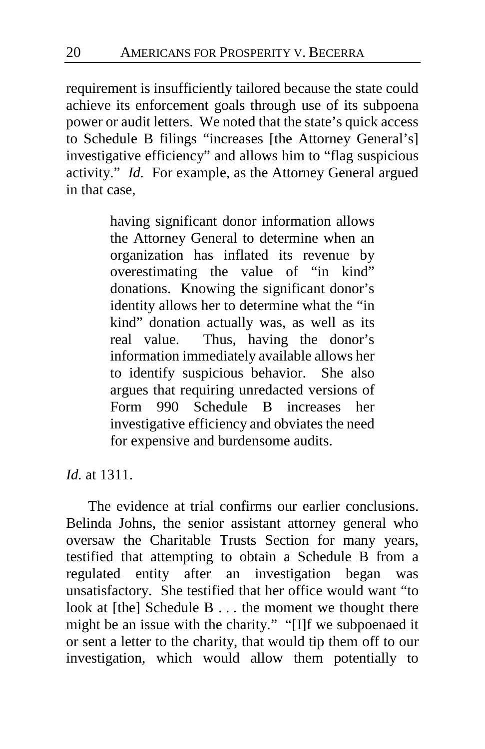requirement is insufficiently tailored because the state could achieve its enforcement goals through use of its subpoena power or audit letters. We noted that the state's quick access to Schedule B filings "increases [the Attorney General's] investigative efficiency" and allows him to "flag suspicious activity." *Id.* For example, as the Attorney General argued in that case,

> having significant donor information allows the Attorney General to determine when an organization has inflated its revenue by overestimating the value of "in kind" donations. Knowing the significant donor's identity allows her to determine what the "in kind" donation actually was, as well as its real value. Thus, having the donor's information immediately available allows her to identify suspicious behavior. She also argues that requiring unredacted versions of Form 990 Schedule B increases her investigative efficiency and obviates the need for expensive and burdensome audits.

*Id.* at 1311.

The evidence at trial confirms our earlier conclusions. Belinda Johns, the senior assistant attorney general who oversaw the Charitable Trusts Section for many years, testified that attempting to obtain a Schedule B from a regulated entity after an investigation began was unsatisfactory. She testified that her office would want "to look at [the] Schedule B . . . the moment we thought there might be an issue with the charity." "[I]f we subpoenaed it or sent a letter to the charity, that would tip them off to our investigation, which would allow them potentially to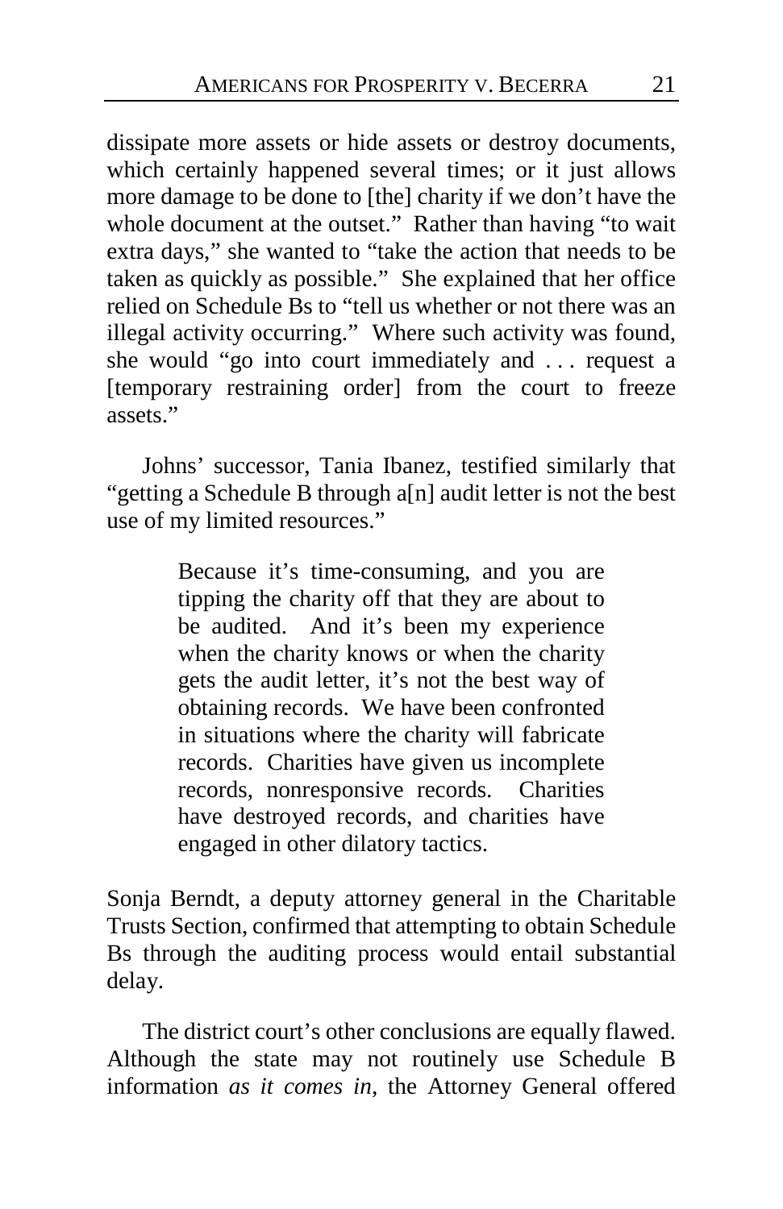dissipate more assets or hide assets or destroy documents, which certainly happened several times; or it just allows more damage to be done to [the] charity if we don't have the whole document at the outset." Rather than having "to wait extra days," she wanted to "take the action that needs to be taken as quickly as possible." She explained that her office relied on Schedule Bs to "tell us whether or not there was an illegal activity occurring." Where such activity was found, she would "go into court immediately and . . . request a [temporary restraining order] from the court to freeze assets."

Johns' successor, Tania Ibanez, testified similarly that "getting a Schedule B through a[n] audit letter is not the best use of my limited resources."

> Because it's time-consuming, and you are tipping the charity off that they are about to be audited. And it's been my experience when the charity knows or when the charity gets the audit letter, it's not the best way of obtaining records. We have been confronted in situations where the charity will fabricate records. Charities have given us incomplete records, nonresponsive records. Charities have destroyed records, and charities have engaged in other dilatory tactics.

Sonja Berndt, a deputy attorney general in the Charitable Trusts Section, confirmed that attempting to obtain Schedule Bs through the auditing process would entail substantial delay.

The district court's other conclusions are equally flawed. Although the state may not routinely use Schedule B information *as it comes in*, the Attorney General offered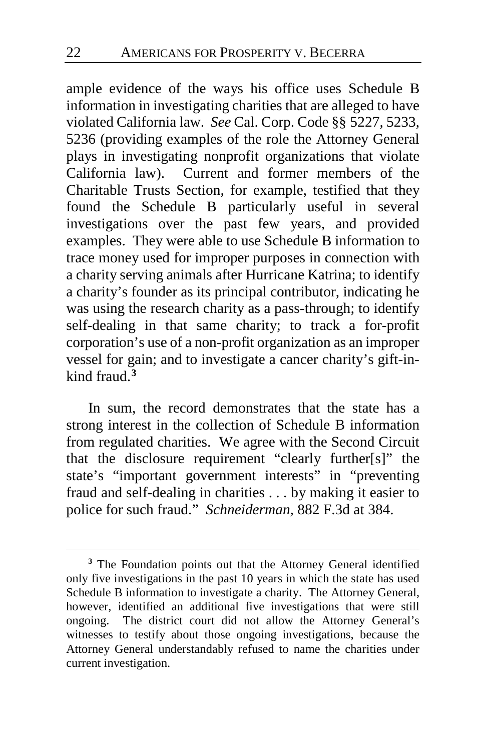ample evidence of the ways his office uses Schedule B information in investigating charities that are alleged to have violated California law. *See* Cal. Corp. Code §§ 5227, 5233, 5236 (providing examples of the role the Attorney General plays in investigating nonprofit organizations that violate California law). Current and former members of the Charitable Trusts Section, for example, testified that they found the Schedule B particularly useful in several investigations over the past few years, and provided examples. They were able to use Schedule B information to trace money used for improper purposes in connection with a charity serving animals after Hurricane Katrina; to identify a charity's founder as its principal contributor, indicating he was using the research charity as a pass-through; to identify self-dealing in that same charity; to track a for-profit corporation's use of a non-profit organization as an improper vessel for gain; and to investigate a cancer charity's gift-in-kind fraud.[3]

In sum, the record demonstrates that the state has a strong interest in the collection of Schedule B information from regulated charities. We agree with the Second Circuit that the disclosure requirement "clearly further[s]" the state's "important government interests" in "preventing fraud and self-dealing in charities . . . by making it easier to police for such fraud." *Schneiderman*, 882 F.3d at 384.

---

[3] The Foundation points out that the Attorney General identified only five investigations in the past 10 years in which the state has used Schedule B information to investigate a charity. The Attorney General, however, identified an additional five investigations that were still ongoing. The district court did not allow the Attorney General's witnesses to testify about those ongoing investigations, because the Attorney General understandably refused to name the charities under current investigation.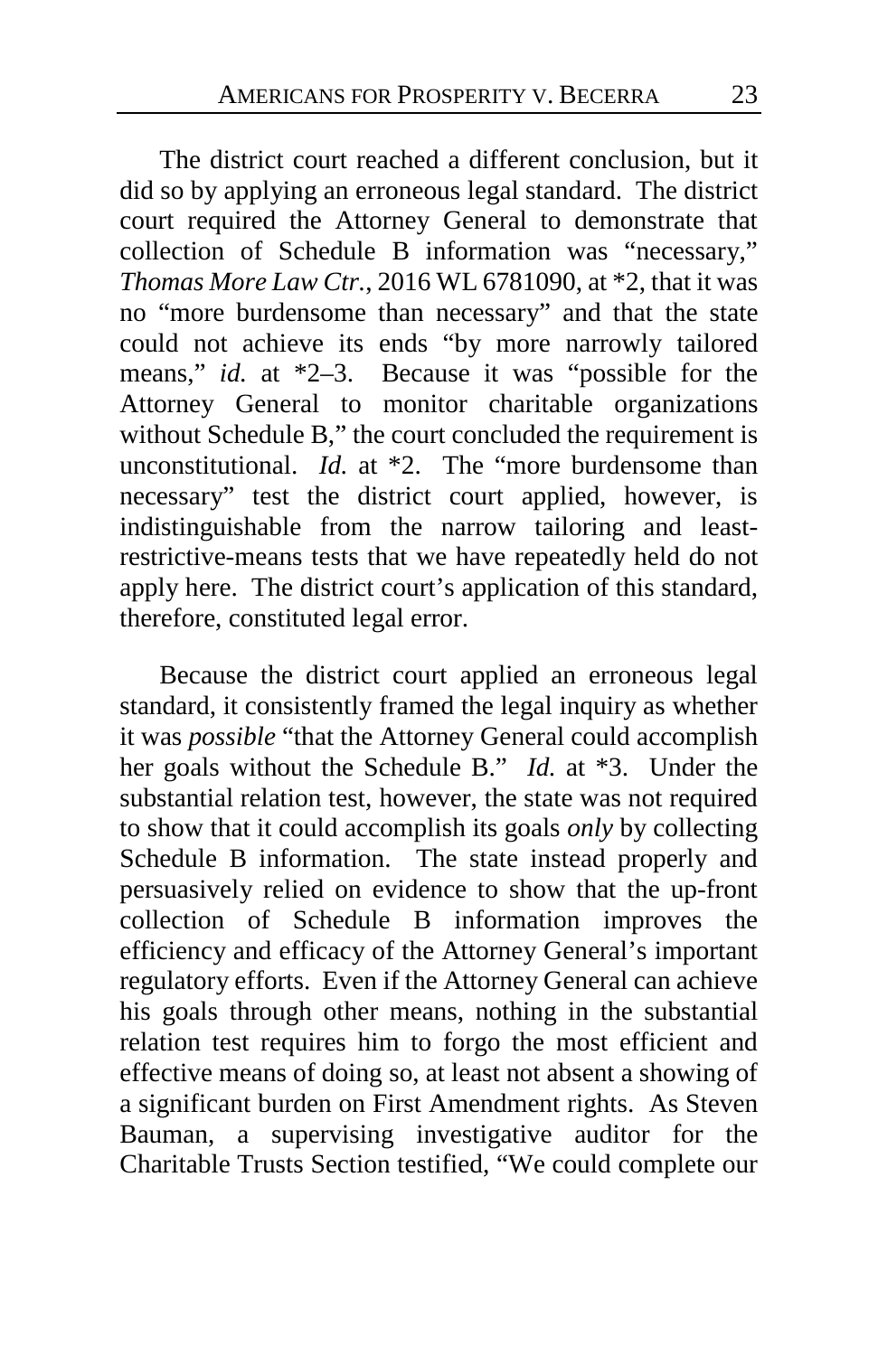The district court reached a different conclusion, but it did so by applying an erroneous legal standard. The district court required the Attorney General to demonstrate that collection of Schedule B information was "necessary," *Thomas More Law Ctr.*, 2016 WL 6781090, at *2, that it was no "more burdensome than necessary" and that the state could not achieve its ends "by more narrowly tailored means," *id.* at *2–3. Because it was "possible for the Attorney General to monitor charitable organizations without Schedule B," the court concluded the requirement is unconstitutional. *Id.* at *2. The "more burdensome than necessary" test the district court applied, however, is indistinguishable from the narrow tailoring and least-restrictive-means tests that we have repeatedly held do not apply here. The district court's application of this standard, therefore, constituted legal error.

Because the district court applied an erroneous legal standard, it consistently framed the legal inquiry as whether it was *possible* "that the Attorney General could accomplish her goals without the Schedule B." *Id.* at *3. Under the substantial relation test, however, the state was not required to show that it could accomplish its goals *only* by collecting Schedule B information. The state instead properly and persuasively relied on evidence to show that the up-front collection of Schedule B information improves the efficiency and efficacy of the Attorney General's important regulatory efforts. Even if the Attorney General can achieve his goals through other means, nothing in the substantial relation test requires him to forgo the most efficient and effective means of doing so, at least not absent a showing of a significant burden on First Amendment rights. As Steven Bauman, a supervising investigative auditor for the Charitable Trusts Section testified, "We could complete our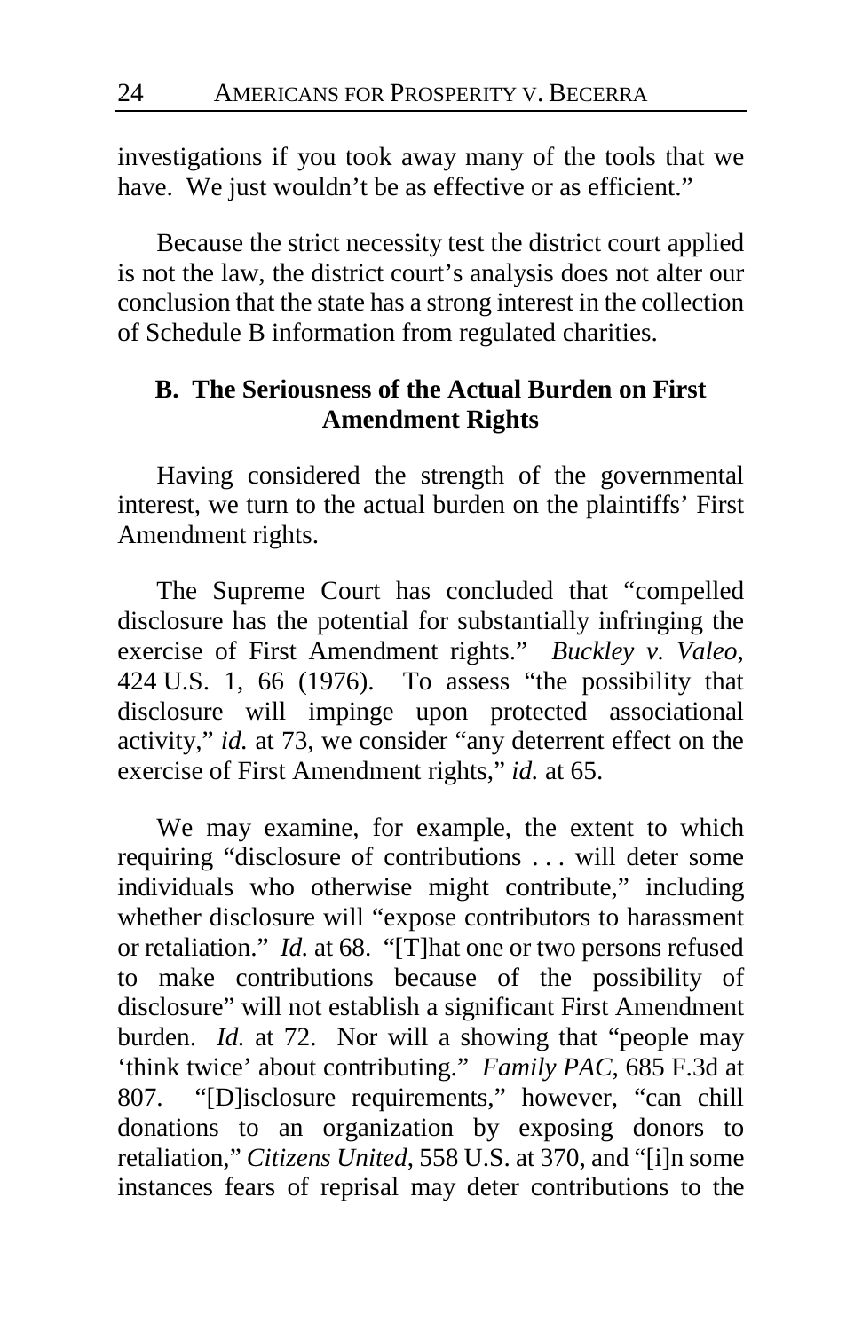investigations if you took away many of the tools that we have. We just wouldn't be as effective or as efficient."

Because the strict necessity test the district court applied is not the law, the district court's analysis does not alter our conclusion that the state has a strong interest in the collection of Schedule B information from regulated charities.

### B. The Seriousness of the Actual Burden on First Amendment Rights

Having considered the strength of the governmental interest, we turn to the actual burden on the plaintiffs' First Amendment rights.

The Supreme Court has concluded that "compelled disclosure has the potential for substantially infringing the exercise of First Amendment rights." *Buckley v. Valeo*, 424 U.S. 1, 66 (1976). To assess "the possibility that disclosure will impinge upon protected associational activity," *id.* at 73, we consider "any deterrent effect on the exercise of First Amendment rights," *id.* at 65.

We may examine, for example, the extent to which requiring "disclosure of contributions . . . will deter some individuals who otherwise might contribute," including whether disclosure will "expose contributors to harassment or retaliation." *Id.* at 68. "[T]hat one or two persons refused to make contributions because of the possibility of disclosure" will not establish a significant First Amendment burden. *Id.* at 72. Nor will a showing that "people may 'think twice' about contributing." *Family PAC*, 685 F.3d at 807. "[D]isclosure requirements," however, "can chill donations to an organization by exposing donors to retaliation," *Citizens United*, 558 U.S. at 370, and "[i]n some instances fears of reprisal may deter contributions to the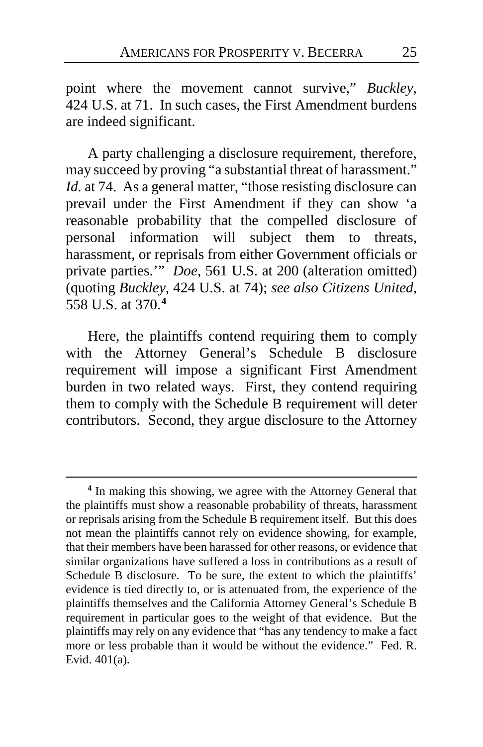point where the movement cannot survive," *Buckley*, 424 U.S. at 71. In such cases, the First Amendment burdens are indeed significant.

A party challenging a disclosure requirement, therefore, may succeed by proving "a substantial threat of harassment." *Id.* at 74. As a general matter, "those resisting disclosure can prevail under the First Amendment if they can show 'a reasonable probability that the compelled disclosure of personal information will subject them to threats, harassment, or reprisals from either Government officials or private parties.'" *Doe*, 561 U.S. at 200 (alteration omitted) (quoting *Buckley*, 424 U.S. at 74); *see also Citizens United*, 558 U.S. at 370.[4]

Here, the plaintiffs contend requiring them to comply with the Attorney General's Schedule B disclosure requirement will impose a significant First Amendment burden in two related ways. First, they contend requiring them to comply with the Schedule B requirement will deter contributors. Second, they argue disclosure to the Attorney

---

[4] In making this showing, we agree with the Attorney General that the plaintiffs must show a reasonable probability of threats, harassment or reprisals arising from the Schedule B requirement itself. But this does not mean the plaintiffs cannot rely on evidence showing, for example, that their members have been harassed for other reasons, or evidence that similar organizations have suffered a loss in contributions as a result of Schedule B disclosure. To be sure, the extent to which the plaintiffs' evidence is tied directly to, or is attenuated from, the experience of the plaintiffs themselves and the California Attorney General's Schedule B requirement in particular goes to the weight of that evidence. But the plaintiffs may rely on any evidence that "has any tendency to make a fact more or less probable than it would be without the evidence." Fed. R. Evid. 401(a).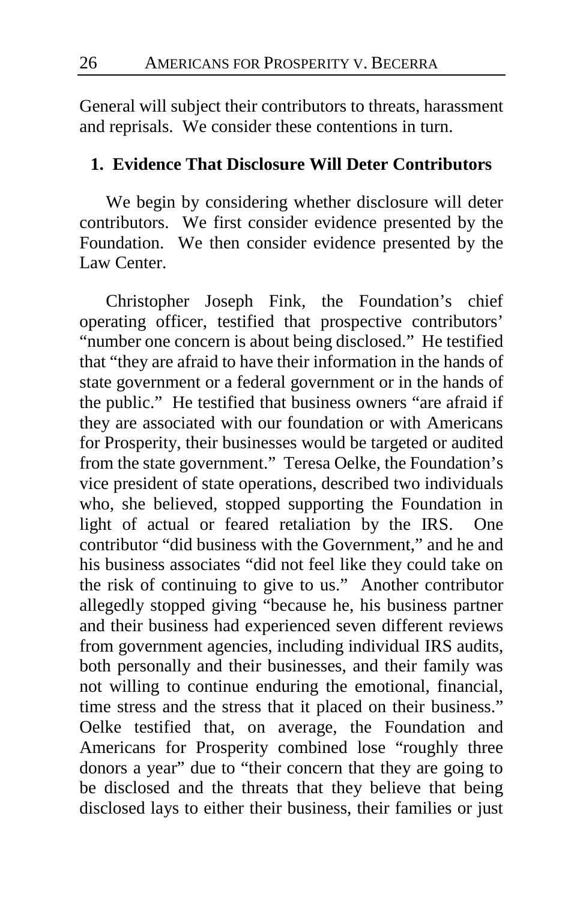General will subject their contributors to threats, harassment and reprisals. We consider these contentions in turn.

### 1. Evidence That Disclosure Will Deter Contributors

We begin by considering whether disclosure will deter contributors. We first consider evidence presented by the Foundation. We then consider evidence presented by the Law Center.

Christopher Joseph Fink, the Foundation's chief operating officer, testified that prospective contributors' "number one concern is about being disclosed." He testified that "they are afraid to have their information in the hands of state government or a federal government or in the hands of the public." He testified that business owners "are afraid if they are associated with our foundation or with Americans for Prosperity, their businesses would be targeted or audited from the state government." Teresa Oelke, the Foundation's vice president of state operations, described two individuals who, she believed, stopped supporting the Foundation in light of actual or feared retaliation by the IRS. One contributor "did business with the Government," and he and his business associates "did not feel like they could take on the risk of continuing to give to us." Another contributor allegedly stopped giving "because he, his business partner and their business had experienced seven different reviews from government agencies, including individual IRS audits, both personally and their businesses, and their family was not willing to continue enduring the emotional, financial, time stress and the stress that it placed on their business." Oelke testified that, on average, the Foundation and Americans for Prosperity combined lose "roughly three donors a year" due to "their concern that they are going to be disclosed and the threats that they believe that being disclosed lays to either their business, their families or just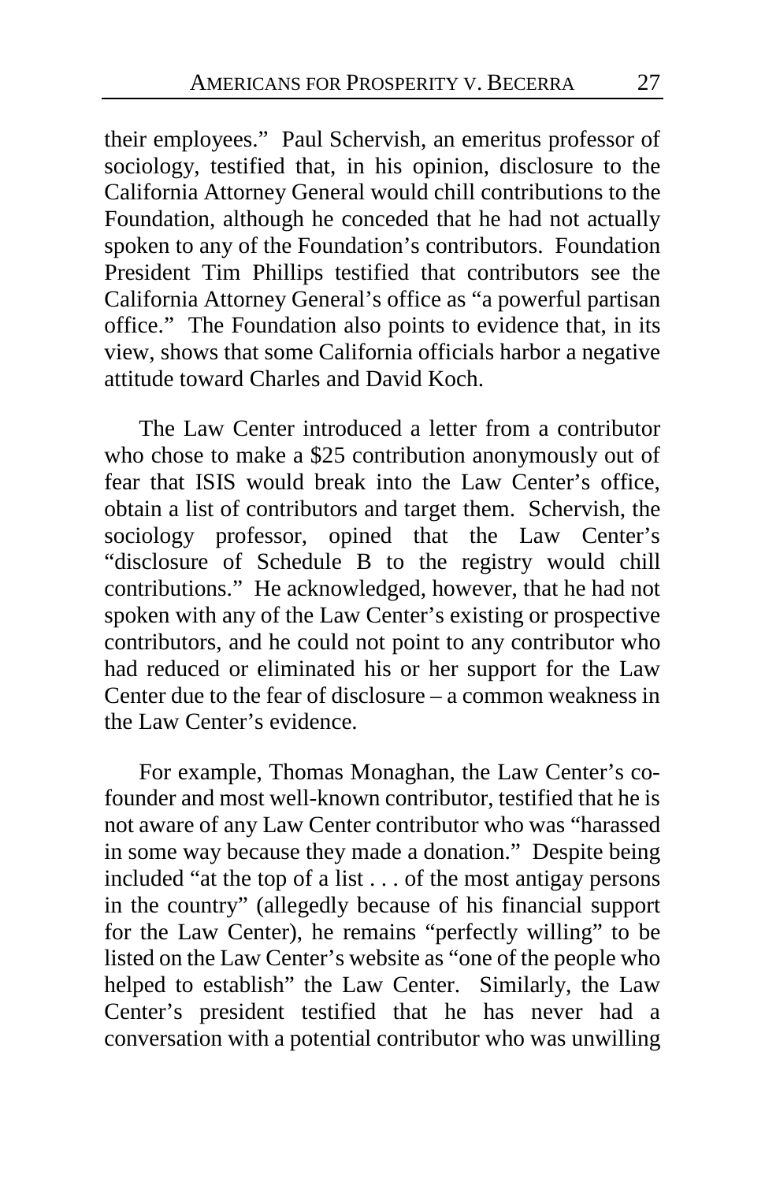their employees." Paul Schervish, an emeritus professor of sociology, testified that, in his opinion, disclosure to the California Attorney General would chill contributions to the Foundation, although he conceded that he had not actually spoken to any of the Foundation's contributors. Foundation President Tim Phillips testified that contributors see the California Attorney General's office as "a powerful partisan office." The Foundation also points to evidence that, in its view, shows that some California officials harbor a negative attitude toward Charles and David Koch.

The Law Center introduced a letter from a contributor who chose to make a $25 contribution anonymously out of fear that ISIS would break into the Law Center's office, obtain a list of contributors and target them. Schervish, the sociology professor, opined that the Law Center's "disclosure of Schedule B to the registry would chill contributions." He acknowledged, however, that he had not spoken with any of the Law Center's existing or prospective contributors, and he could not point to any contributor who had reduced or eliminated his or her support for the Law Center due to the fear of disclosure – a common weakness in the Law Center's evidence.

For example, Thomas Monaghan, the Law Center's co-founder and most well-known contributor, testified that he is not aware of any Law Center contributor who was "harassed in some way because they made a donation." Despite being included "at the top of a list . . . of the most antigay persons in the country" (allegedly because of his financial support for the Law Center), he remains "perfectly willing" to be listed on the Law Center's website as "one of the people who helped to establish" the Law Center. Similarly, the Law Center's president testified that he has never had a conversation with a potential contributor who was unwilling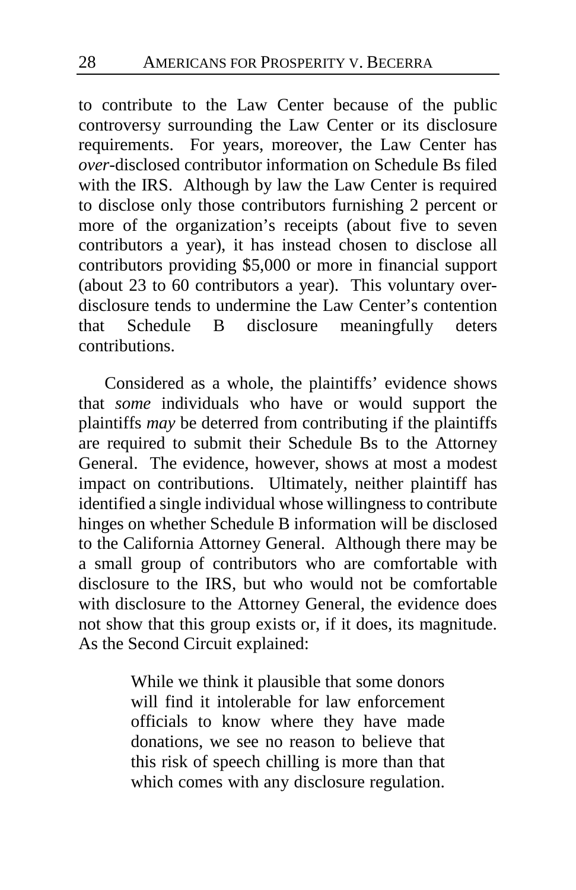to contribute to the Law Center because of the public controversy surrounding the Law Center or its disclosure requirements. For years, moreover, the Law Center has *over*-disclosed contributor information on Schedule Bs filed with the IRS. Although by law the Law Center is required to disclose only those contributors furnishing 2 percent or more of the organization's receipts (about five to seven contributors a year), it has instead chosen to disclose all contributors providing $5,000 or more in financial support (about 23 to 60 contributors a year). This voluntary over-disclosure tends to undermine the Law Center's contention that Schedule B disclosure meaningfully deters contributions.

Considered as a whole, the plaintiffs' evidence shows that *some* individuals who have or would support the plaintiffs *may* be deterred from contributing if the plaintiffs are required to submit their Schedule Bs to the Attorney General. The evidence, however, shows at most a modest impact on contributions. Ultimately, neither plaintiff has identified a single individual whose willingness to contribute hinges on whether Schedule B information will be disclosed to the California Attorney General. Although there may be a small group of contributors who are comfortable with disclosure to the IRS, but who would not be comfortable with disclosure to the Attorney General, the evidence does not show that this group exists or, if it does, its magnitude. As the Second Circuit explained:

> While we think it plausible that some donors will find it intolerable for law enforcement officials to know where they have made donations, we see no reason to believe that this risk of speech chilling is more than that which comes with any disclosure regulation.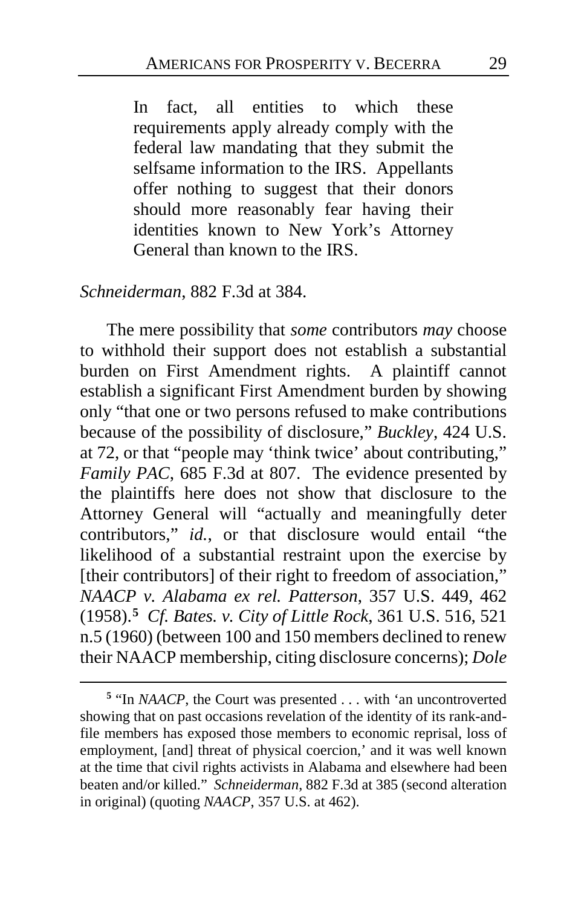> In fact, all entities to which these requirements apply already comply with the federal law mandating that they submit the selfsame information to the IRS. Appellants offer nothing to suggest that their donors should more reasonably fear having their identities known to New York's Attorney General than known to the IRS.

*Schneiderman*, 882 F.3d at 384.

The mere possibility that *some* contributors *may* choose to withhold their support does not establish a substantial burden on First Amendment rights. A plaintiff cannot establish a significant First Amendment burden by showing only "that one or two persons refused to make contributions because of the possibility of disclosure," *Buckley*, 424 U.S. at 72, or that "people may 'think twice' about contributing," *Family PAC*, 685 F.3d at 807. The evidence presented by the plaintiffs here does not show that disclosure to the Attorney General will "actually and meaningfully deter contributors," *id.*, or that disclosure would entail "the likelihood of a substantial restraint upon the exercise by [their contributors] of their right to freedom of association," *NAACP v. Alabama ex rel. Patterson*, 357 U.S. 449, 462 (1958).[5] *Cf. Bates. v. City of Little Rock*, 361 U.S. 516, 521 n.5 (1960) (between 100 and 150 members declined to renew their NAACP membership, citing disclosure concerns); *Dole*

---

[5] "In *NAACP*, the Court was presented . . . with 'an uncontroverted showing that on past occasions revelation of the identity of its rank-and-file members has exposed those members to economic reprisal, loss of employment, [and] threat of physical coercion,' and it was well known at the time that civil rights activists in Alabama and elsewhere had been beaten and/or killed." *Schneiderman*, 882 F.3d at 385 (second alteration in original) (quoting *NAACP*, 357 U.S. at 462).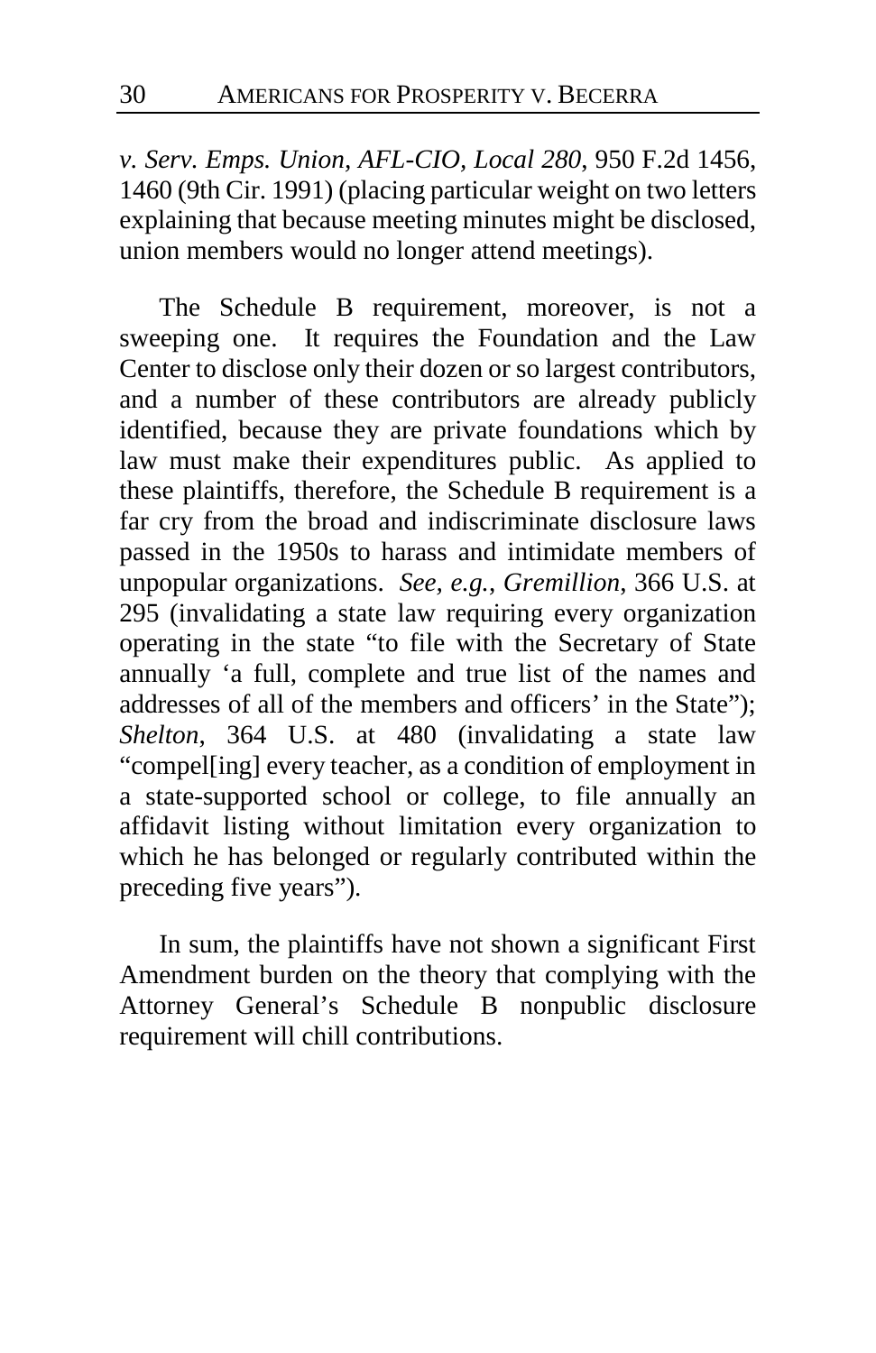*v. Serv. Emps. Union, AFL-CIO, Local 280*, 950 F.2d 1456, 1460 (9th Cir. 1991) (placing particular weight on two letters explaining that because meeting minutes might be disclosed, union members would no longer attend meetings).

The Schedule B requirement, moreover, is not a sweeping one. It requires the Foundation and the Law Center to disclose only their dozen or so largest contributors, and a number of these contributors are already publicly identified, because they are private foundations which by law must make their expenditures public. As applied to these plaintiffs, therefore, the Schedule B requirement is a far cry from the broad and indiscriminate disclosure laws passed in the 1950s to harass and intimidate members of unpopular organizations. *See, e.g.*, *Gremillion*, 366 U.S. at 295 (invalidating a state law requiring every organization operating in the state "to file with the Secretary of State annually 'a full, complete and true list of the names and addresses of all of the members and officers' in the State"); *Shelton*, 364 U.S. at 480 (invalidating a state law "compel[ing] every teacher, as a condition of employment in a state-supported school or college, to file annually an affidavit listing without limitation every organization to which he has belonged or regularly contributed within the preceding five years").

In sum, the plaintiffs have not shown a significant First Amendment burden on the theory that complying with the Attorney General's Schedule B nonpublic disclosure requirement will chill contributions.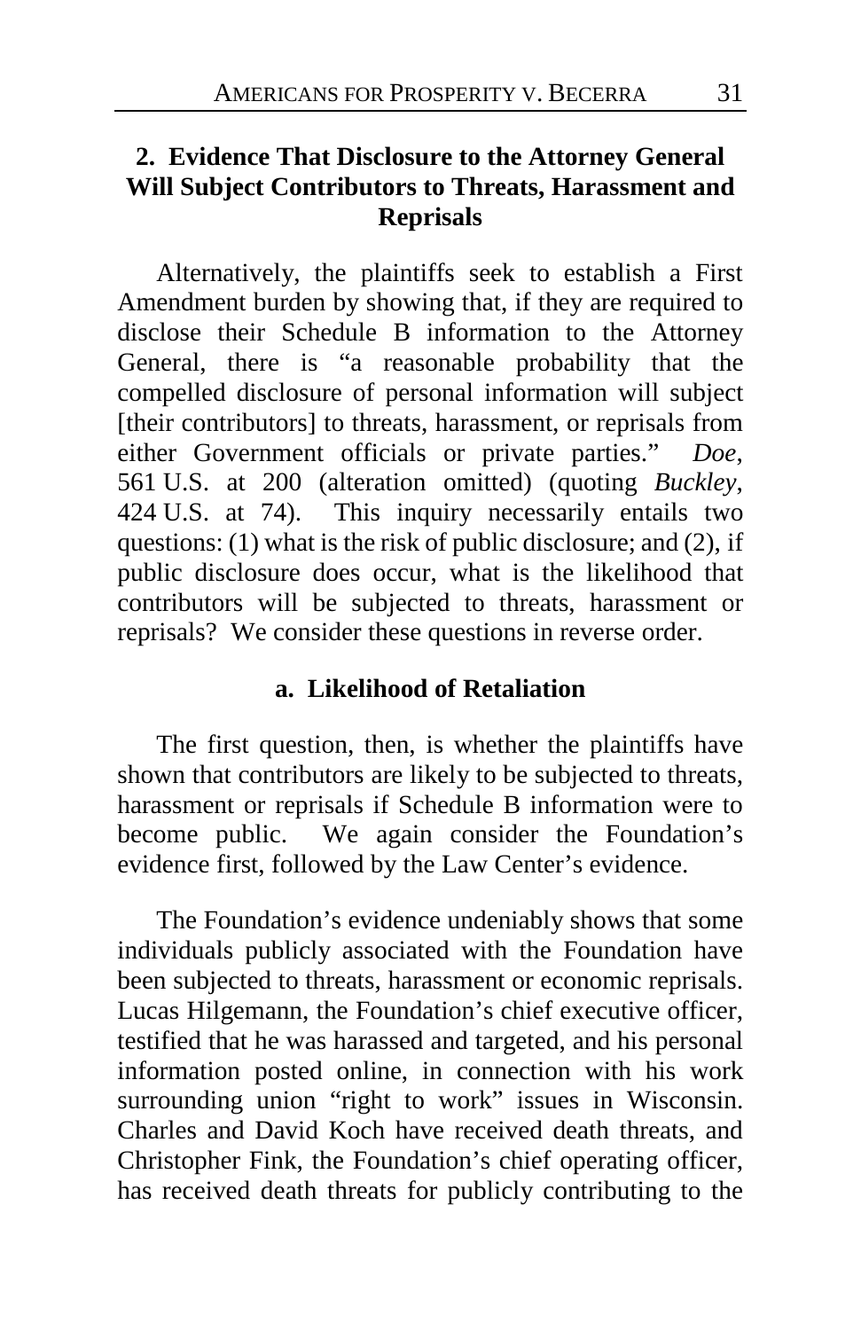### 2. Evidence That Disclosure to the Attorney General Will Subject Contributors to Threats, Harassment and Reprisals

Alternatively, the plaintiffs seek to establish a First Amendment burden by showing that, if they are required to disclose their Schedule B information to the Attorney General, there is "a reasonable probability that the compelled disclosure of personal information will subject [their contributors] to threats, harassment, or reprisals from either Government officials or private parties." *Doe*, 561 U.S. at 200 (alteration omitted) (quoting *Buckley*, 424 U.S. at 74). This inquiry necessarily entails two questions: (1) what is the risk of public disclosure; and (2), if public disclosure does occur, what is the likelihood that contributors will be subjected to threats, harassment or reprisals? We consider these questions in reverse order.

#### a. Likelihood of Retaliation

The first question, then, is whether the plaintiffs have shown that contributors are likely to be subjected to threats, harassment or reprisals if Schedule B information were to become public. We again consider the Foundation's evidence first, followed by the Law Center's evidence.

The Foundation's evidence undeniably shows that some individuals publicly associated with the Foundation have been subjected to threats, harassment or economic reprisals. Lucas Hilgemann, the Foundation's chief executive officer, testified that he was harassed and targeted, and his personal information posted online, in connection with his work surrounding union "right to work" issues in Wisconsin. Charles and David Koch have received death threats, and Christopher Fink, the Foundation's chief operating officer, has received death threats for publicly contributing to the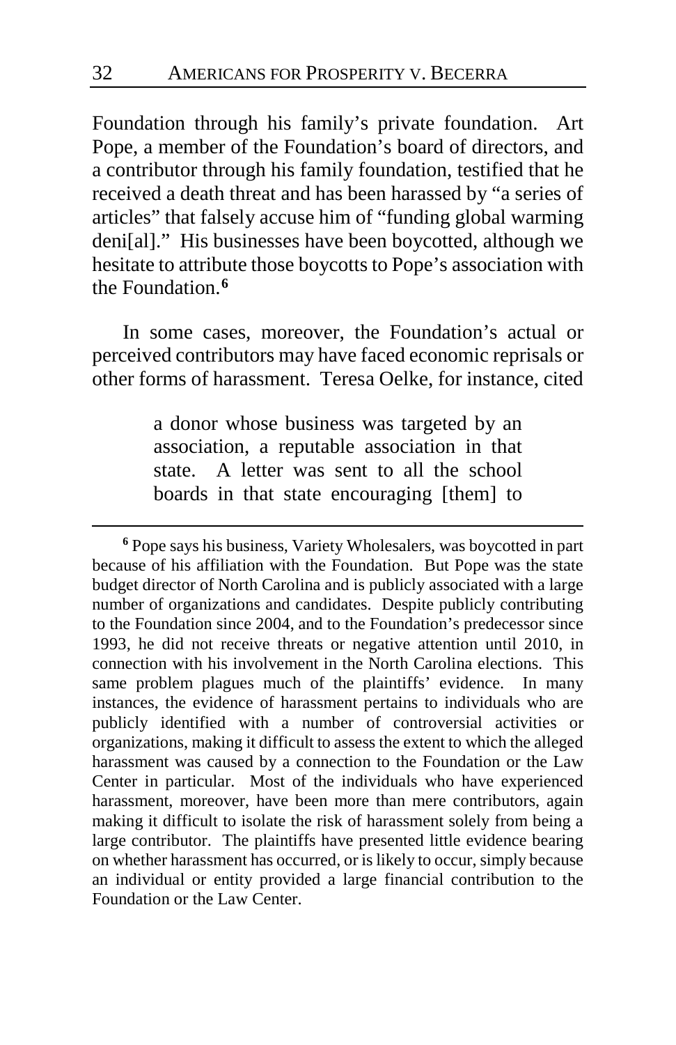Foundation through his family's private foundation. Art Pope, a member of the Foundation's board of directors, and a contributor through his family foundation, testified that he received a death threat and has been harassed by "a series of articles" that falsely accuse him of "funding global warming deni[al]." His businesses have been boycotted, although we hesitate to attribute those boycotts to Pope's association with the Foundation.[6]

In some cases, moreover, the Foundation's actual or perceived contributors may have faced economic reprisals or other forms of harassment. Teresa Oelke, for instance, cited

> a donor whose business was targeted by an association, a reputable association in that state. A letter was sent to all the school boards in that state encouraging [them] to

---

[6] Pope says his business, Variety Wholesalers, was boycotted in part because of his affiliation with the Foundation. But Pope was the state budget director of North Carolina and is publicly associated with a large number of organizations and candidates. Despite publicly contributing to the Foundation since 2004, and to the Foundation's predecessor since 1993, he did not receive threats or negative attention until 2010, in connection with his involvement in the North Carolina elections. This same problem plagues much of the plaintiffs' evidence. In many instances, the evidence of harassment pertains to individuals who are publicly identified with a number of controversial activities or organizations, making it difficult to assess the extent to which the alleged harassment was caused by a connection to the Foundation or the Law Center in particular. Most of the individuals who have experienced harassment, moreover, have been more than mere contributors, again making it difficult to isolate the risk of harassment solely from being a large contributor. The plaintiffs have presented little evidence bearing on whether harassment has occurred, or is likely to occur, simply because an individual or entity provided a large financial contribution to the Foundation or the Law Center.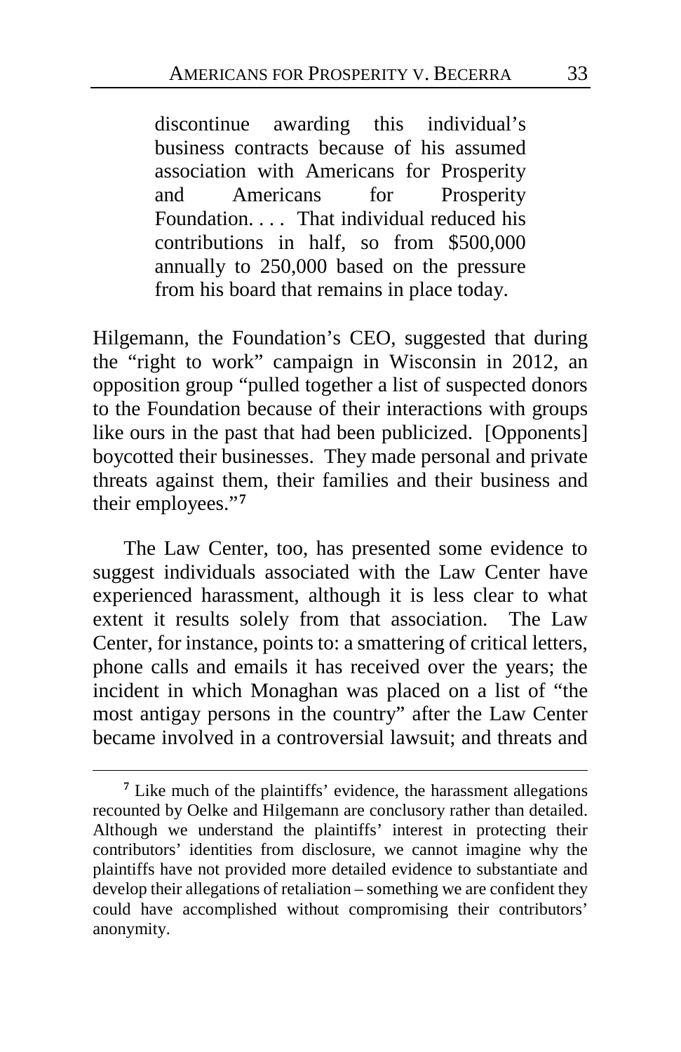> discontinue awarding this individual's business contracts because of his assumed association with Americans for Prosperity and Americans for Prosperity Foundation. . . . That individual reduced his contributions in half, so from $500,000 annually to 250,000 based on the pressure from his board that remains in place today.

Hilgemann, the Foundation's CEO, suggested that during the "right to work" campaign in Wisconsin in 2012, an opposition group "pulled together a list of suspected donors to the Foundation because of their interactions with groups like ours in the past that had been publicized. [Opponents] boycotted their businesses. They made personal and private threats against them, their families and their business and their employees."[7]

The Law Center, too, has presented some evidence to suggest individuals associated with the Law Center have experienced harassment, although it is less clear to what extent it results solely from that association. The Law Center, for instance, points to: a smattering of critical letters, phone calls and emails it has received over the years; the incident in which Monaghan was placed on a list of "the most antigay persons in the country" after the Law Center became involved in a controversial lawsuit; and threats and

---

[7] Like much of the plaintiffs' evidence, the harassment allegations recounted by Oelke and Hilgemann are conclusory rather than detailed. Although we understand the plaintiffs' interest in protecting their contributors' identities from disclosure, we cannot imagine why the plaintiffs have not provided more detailed evidence to substantiate and develop their allegations of retaliation – something we are confident they could have accomplished without compromising their contributors' anonymity.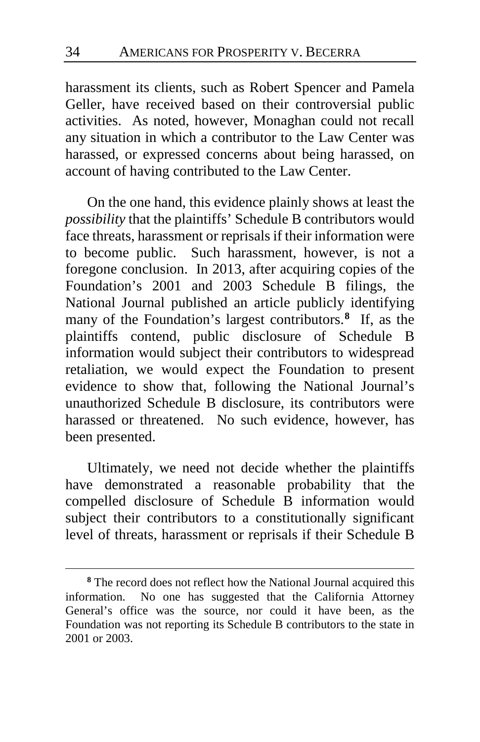harassment its clients, such as Robert Spencer and Pamela Geller, have received based on their controversial public activities. As noted, however, Monaghan could not recall any situation in which a contributor to the Law Center was harassed, or expressed concerns about being harassed, on account of having contributed to the Law Center.

On the one hand, this evidence plainly shows at least the *possibility* that the plaintiffs' Schedule B contributors would face threats, harassment or reprisals if their information were to become public. Such harassment, however, is not a foregone conclusion. In 2013, after acquiring copies of the Foundation's 2001 and 2003 Schedule B filings, the National Journal published an article publicly identifying many of the Foundation's largest contributors.[8] If, as the plaintiffs contend, public disclosure of Schedule B information would subject their contributors to widespread retaliation, we would expect the Foundation to present evidence to show that, following the National Journal's unauthorized Schedule B disclosure, its contributors were harassed or threatened. No such evidence, however, has been presented.

Ultimately, we need not decide whether the plaintiffs have demonstrated a reasonable probability that the compelled disclosure of Schedule B information would subject their contributors to a constitutionally significant level of threats, harassment or reprisals if their Schedule B

---

[8] The record does not reflect how the National Journal acquired this information. No one has suggested that the California Attorney General's office was the source, nor could it have been, as the Foundation was not reporting its Schedule B contributors to the state in 2001 or 2003.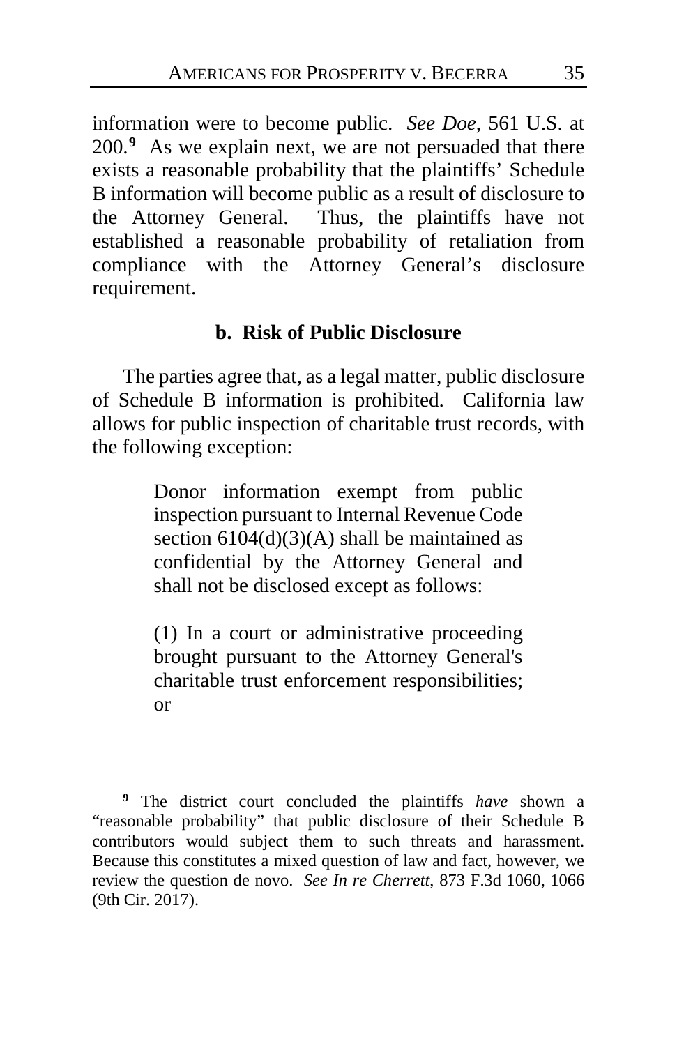information were to become public. *See Doe*, 561 U.S. at 200.[9] As we explain next, we are not persuaded that there exists a reasonable probability that the plaintiffs' Schedule B information will become public as a result of disclosure to the Attorney General. Thus, the plaintiffs have not established a reasonable probability of retaliation from compliance with the Attorney General's disclosure requirement.

### b. Risk of Public Disclosure

The parties agree that, as a legal matter, public disclosure of Schedule B information is prohibited. California law allows for public inspection of charitable trust records, with the following exception:

> Donor information exempt from public inspection pursuant to Internal Revenue Code section 6104(d)(3)(A) shall be maintained as confidential by the Attorney General and shall not be disclosed except as follows:
>
> (1) In a court or administrative proceeding brought pursuant to the Attorney General's charitable trust enforcement responsibilities; or

---

[9] The district court concluded the plaintiffs *have* shown a "reasonable probability" that public disclosure of their Schedule B contributors would subject them to such threats and harassment. Because this constitutes a mixed question of law and fact, however, we review the question de novo. *See In re Cherrett*, 873 F.3d 1060, 1066 (9th Cir. 2017).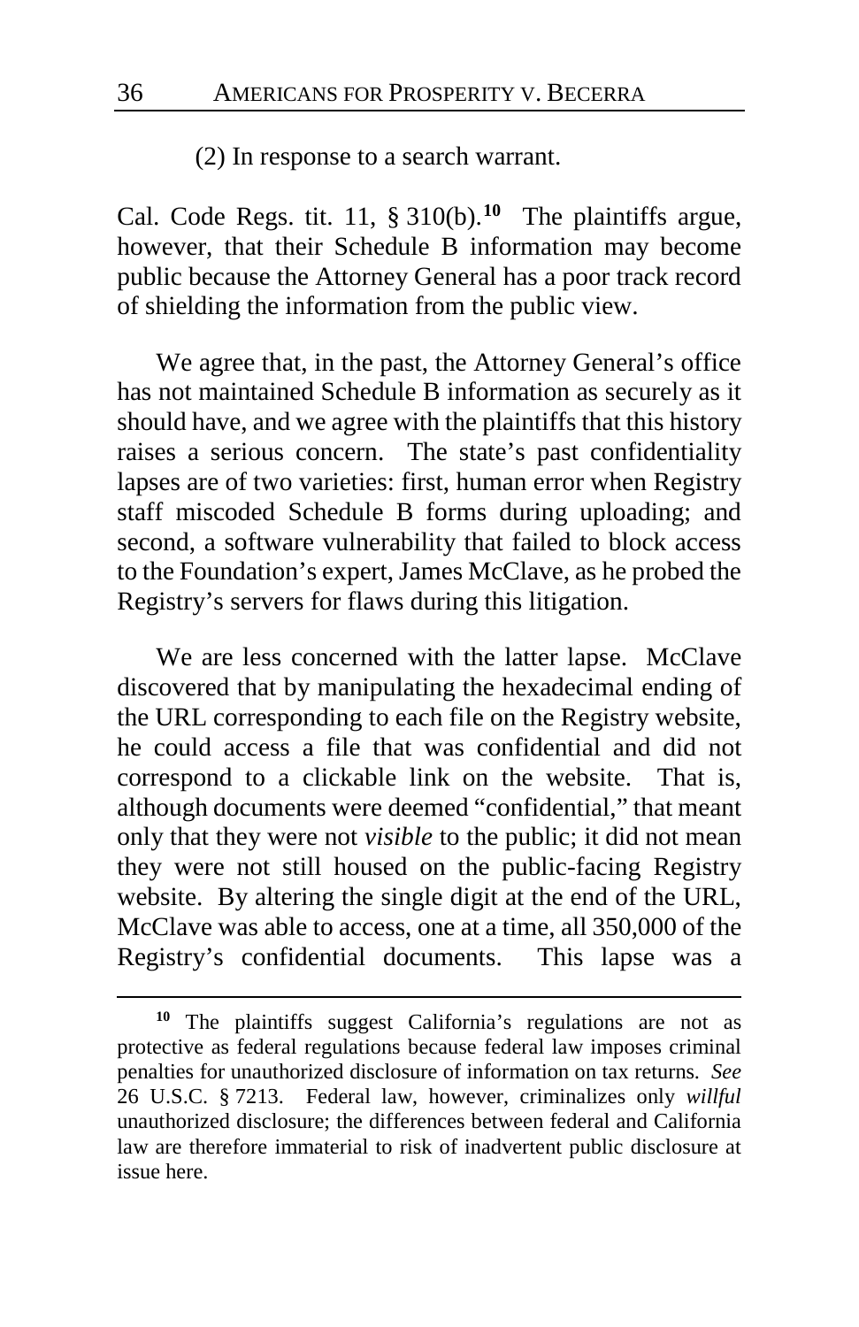(2) In response to a search warrant.

Cal. Code Regs. tit. 11, § 310(b).[10] The plaintiffs argue, however, that their Schedule B information may become public because the Attorney General has a poor track record of shielding the information from the public view.

We agree that, in the past, the Attorney General's office has not maintained Schedule B information as securely as it should have, and we agree with the plaintiffs that this history raises a serious concern. The state's past confidentiality lapses are of two varieties: first, human error when Registry staff miscoded Schedule B forms during uploading; and second, a software vulnerability that failed to block access to the Foundation's expert, James McClave, as he probed the Registry's servers for flaws during this litigation.

We are less concerned with the latter lapse. McClave discovered that by manipulating the hexadecimal ending of the URL corresponding to each file on the Registry website, he could access a file that was confidential and did not correspond to a clickable link on the website. That is, although documents were deemed "confidential," that meant only that they were not *visible* to the public; it did not mean they were not still housed on the public-facing Registry website. By altering the single digit at the end of the URL, McClave was able to access, one at a time, all 350,000 of the Registry's confidential documents. This lapse was a

[10] The plaintiffs suggest California's regulations are not as protective as federal regulations because federal law imposes criminal penalties for unauthorized disclosure of information on tax returns. *See* 26 U.S.C. § 7213. Federal law, however, criminalizes only *willful* unauthorized disclosure; the differences between federal and California law are therefore immaterial to risk of inadvertent public disclosure at issue here.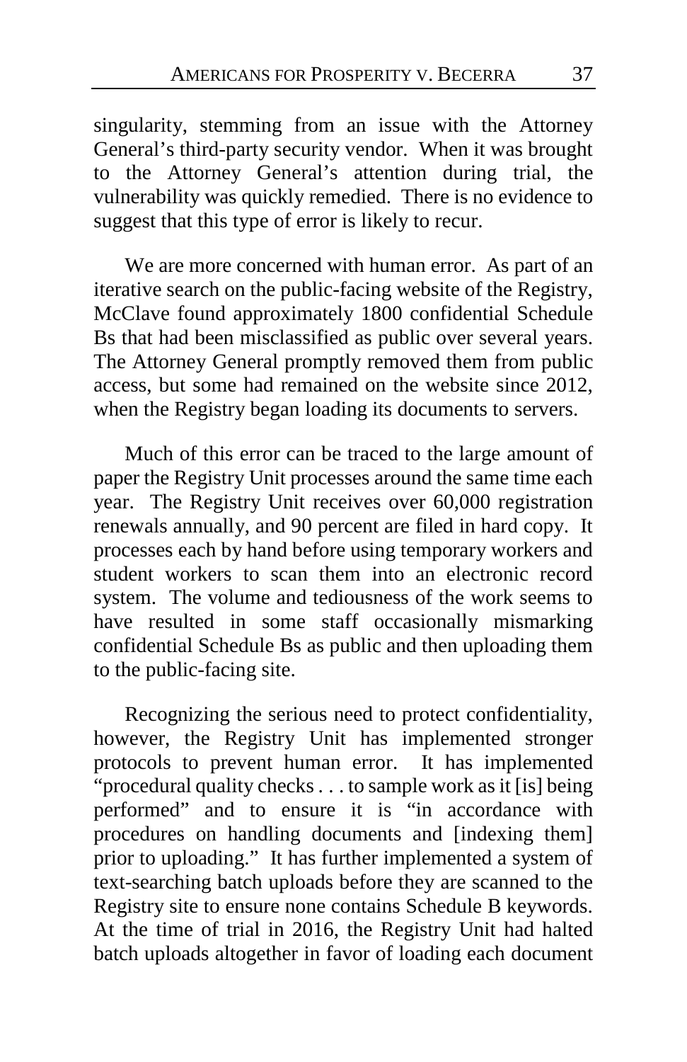singularity, stemming from an issue with the Attorney General's third-party security vendor. When it was brought to the Attorney General's attention during trial, the vulnerability was quickly remedied. There is no evidence to suggest that this type of error is likely to recur.

We are more concerned with human error. As part of an iterative search on the public-facing website of the Registry, McClave found approximately 1800 confidential Schedule Bs that had been misclassified as public over several years. The Attorney General promptly removed them from public access, but some had remained on the website since 2012, when the Registry began loading its documents to servers.

Much of this error can be traced to the large amount of paper the Registry Unit processes around the same time each year. The Registry Unit receives over 60,000 registration renewals annually, and 90 percent are filed in hard copy. It processes each by hand before using temporary workers and student workers to scan them into an electronic record system. The volume and tediousness of the work seems to have resulted in some staff occasionally mismarking confidential Schedule Bs as public and then uploading them to the public-facing site.

Recognizing the serious need to protect confidentiality, however, the Registry Unit has implemented stronger protocols to prevent human error. It has implemented "procedural quality checks . . . to sample work as it [is] being performed" and to ensure it is "in accordance with procedures on handling documents and [indexing them] prior to uploading." It has further implemented a system of text-searching batch uploads before they are scanned to the Registry site to ensure none contains Schedule B keywords. At the time of trial in 2016, the Registry Unit had halted batch uploads altogether in favor of loading each document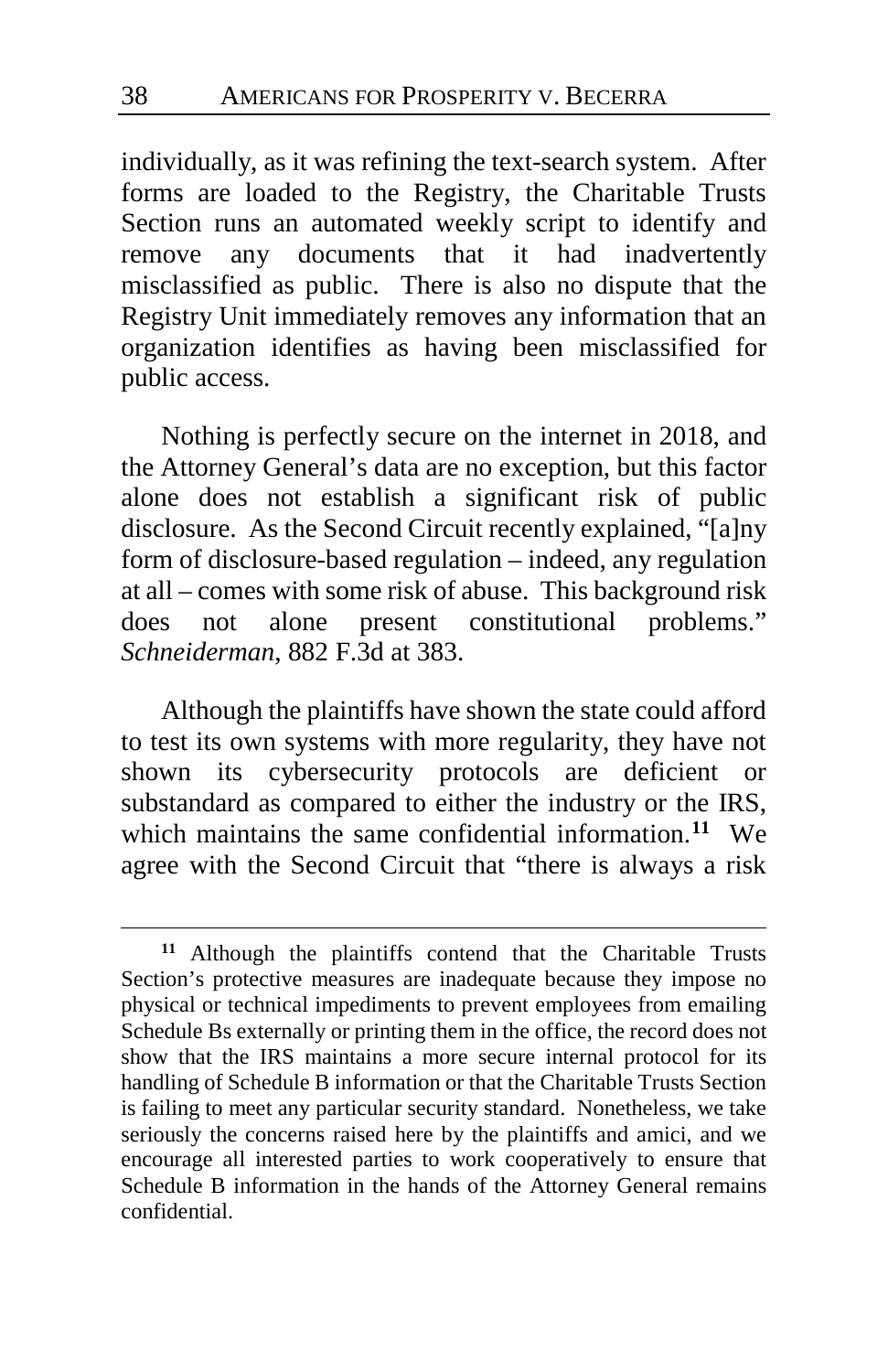individually, as it was refining the text-search system. After forms are loaded to the Registry, the Charitable Trusts Section runs an automated weekly script to identify and remove any documents that it had inadvertently misclassified as public. There is also no dispute that the Registry Unit immediately removes any information that an organization identifies as having been misclassified for public access.

Nothing is perfectly secure on the internet in 2018, and the Attorney General's data are no exception, but this factor alone does not establish a significant risk of public disclosure. As the Second Circuit recently explained, "[a]ny form of disclosure-based regulation – indeed, any regulation at all – comes with some risk of abuse. This background risk does not alone present constitutional problems." *Schneiderman*, 882 F.3d at 383.

Although the plaintiffs have shown the state could afford to test its own systems with more regularity, they have not shown its cybersecurity protocols are deficient or substandard as compared to either the industry or the IRS, which maintains the same confidential information.[11] We agree with the Second Circuit that "there is always a risk

---

[11] Although the plaintiffs contend that the Charitable Trusts Section's protective measures are inadequate because they impose no physical or technical impediments to prevent employees from emailing Schedule Bs externally or printing them in the office, the record does not show that the IRS maintains a more secure internal protocol for its handling of Schedule B information or that the Charitable Trusts Section is failing to meet any particular security standard. Nonetheless, we take seriously the concerns raised here by the plaintiffs and amici, and we encourage all interested parties to work cooperatively to ensure that Schedule B information in the hands of the Attorney General remains confidential.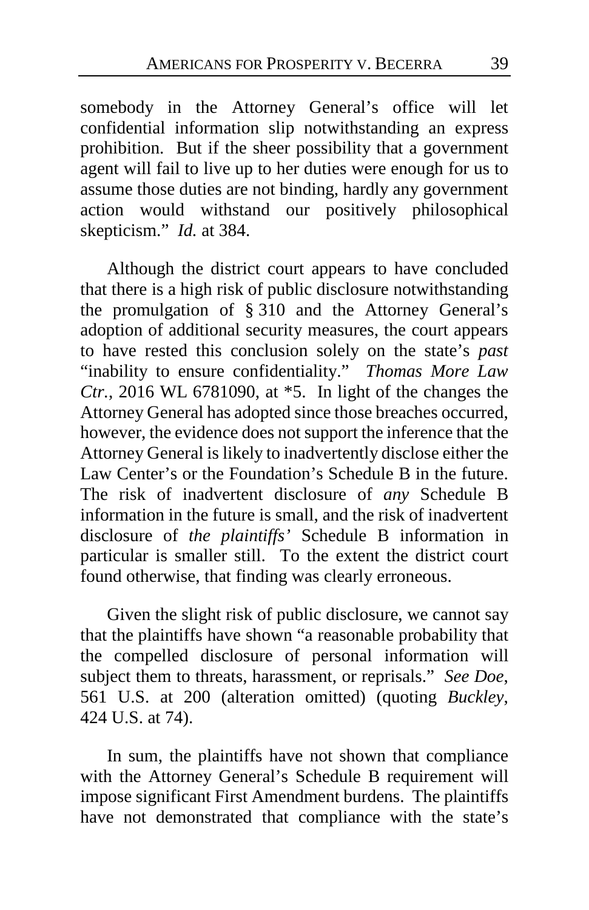somebody in the Attorney General's office will let confidential information slip notwithstanding an express prohibition. But if the sheer possibility that a government agent will fail to live up to her duties were enough for us to assume those duties are not binding, hardly any government action would withstand our positively philosophical skepticism." *Id.* at 384.

Although the district court appears to have concluded that there is a high risk of public disclosure notwithstanding the promulgation of § 310 and the Attorney General's adoption of additional security measures, the court appears to have rested this conclusion solely on the state's *past* "inability to ensure confidentiality." *Thomas More Law Ctr.*, 2016 WL 6781090, at *5. In light of the changes the Attorney General has adopted since those breaches occurred, however, the evidence does not support the inference that the Attorney General is likely to inadvertently disclose either the Law Center's or the Foundation's Schedule B in the future. The risk of inadvertent disclosure of *any* Schedule B information in the future is small, and the risk of inadvertent disclosure of *the plaintiffs'* Schedule B information in particular is smaller still. To the extent the district court found otherwise, that finding was clearly erroneous.

Given the slight risk of public disclosure, we cannot say that the plaintiffs have shown "a reasonable probability that the compelled disclosure of personal information will subject them to threats, harassment, or reprisals." *See Doe*, 561 U.S. at 200 (alteration omitted) (quoting *Buckley*, 424 U.S. at 74).

In sum, the plaintiffs have not shown that compliance with the Attorney General's Schedule B requirement will impose significant First Amendment burdens. The plaintiffs have not demonstrated that compliance with the state's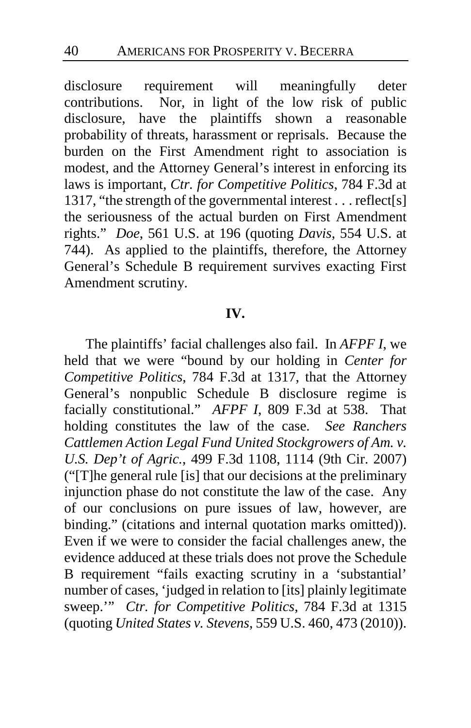disclosure requirement will meaningfully deter contributions. Nor, in light of the low risk of public disclosure, have the plaintiffs shown a reasonable probability of threats, harassment or reprisals. Because the burden on the First Amendment right to association is modest, and the Attorney General's interest in enforcing its laws is important, *Ctr. for Competitive Politics*, 784 F.3d at 1317, "the strength of the governmental interest . . . reflect[s] the seriousness of the actual burden on First Amendment rights." *Doe*, 561 U.S. at 196 (quoting *Davis*, 554 U.S. at 744). As applied to the plaintiffs, therefore, the Attorney General's Schedule B requirement survives exacting First Amendment scrutiny.

## IV.

The plaintiffs' facial challenges also fail. In *AFPF I*, we held that we were "bound by our holding in *Center for Competitive Politics*, 784 F.3d at 1317, that the Attorney General's nonpublic Schedule B disclosure regime is facially constitutional." *AFPF I*, 809 F.3d at 538. That holding constitutes the law of the case. *See Ranchers Cattlemen Action Legal Fund United Stockgrowers of Am. v. U.S. Dep't of Agric.*, 499 F.3d 1108, 1114 (9th Cir. 2007) ("[T]he general rule [is] that our decisions at the preliminary injunction phase do not constitute the law of the case. Any of our conclusions on pure issues of law, however, are binding." (citations and internal quotation marks omitted)). Even if we were to consider the facial challenges anew, the evidence adduced at these trials does not prove the Schedule B requirement "fails exacting scrutiny in a 'substantial' number of cases, 'judged in relation to [its] plainly legitimate sweep.'" *Ctr. for Competitive Politics*, 784 F.3d at 1315 (quoting *United States v. Stevens*, 559 U.S. 460, 473 (2010)).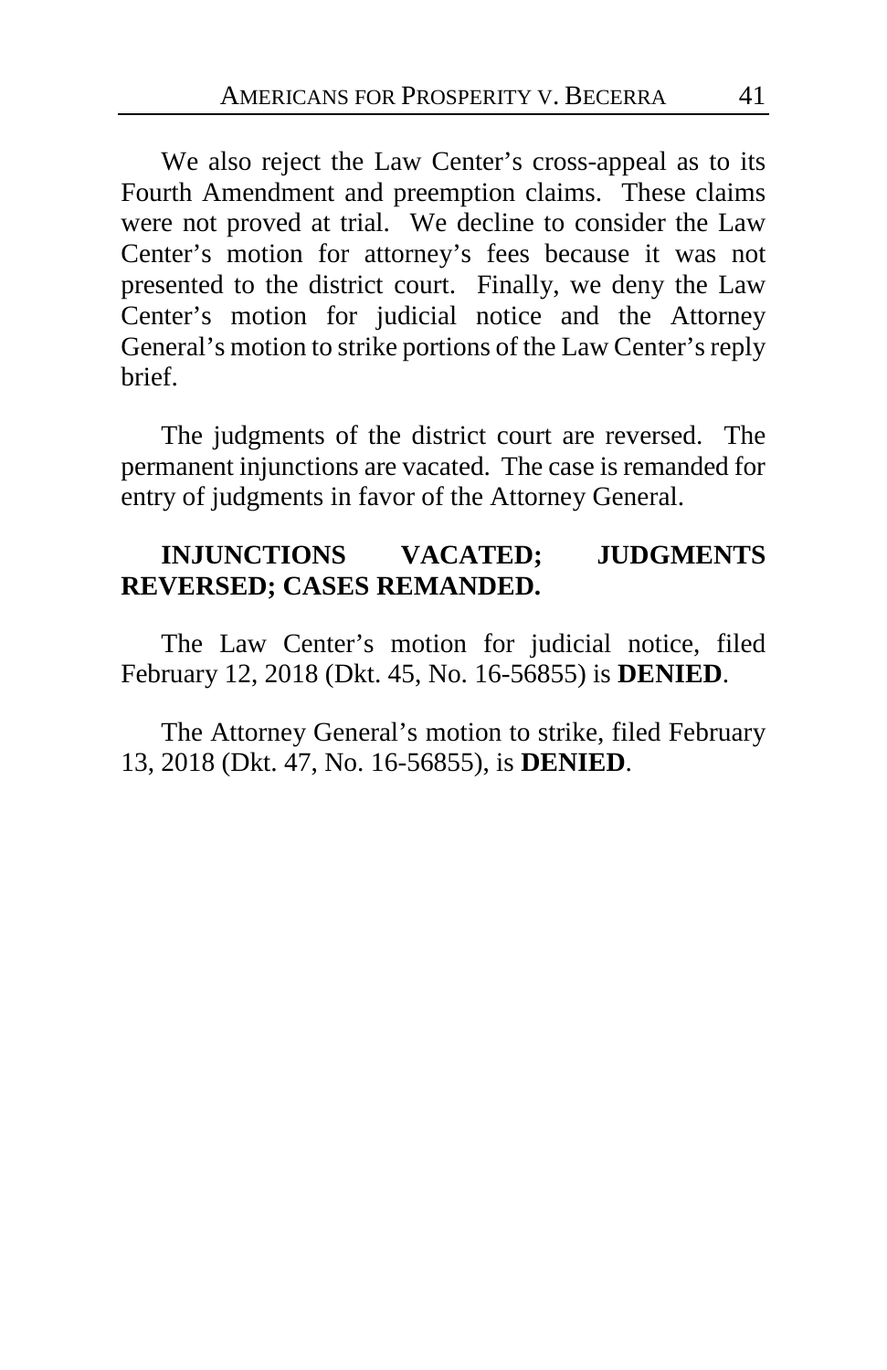We also reject the Law Center's cross-appeal as to its Fourth Amendment and preemption claims. These claims were not proved at trial. We decline to consider the Law Center's motion for attorney's fees because it was not presented to the district court. Finally, we deny the Law Center's motion for judicial notice and the Attorney General's motion to strike portions of the Law Center's reply brief.

The judgments of the district court are reversed. The permanent injunctions are vacated. The case is remanded for entry of judgments in favor of the Attorney General.

**INJUNCTIONS VACATED; JUDGMENTS REVERSED; CASES REMANDED.**

The Law Center's motion for judicial notice, filed February 12, 2018 (Dkt. 45, No. 16-56855) is **DENIED**.

The Attorney General's motion to strike, filed February 13, 2018 (Dkt. 47, No. 16-56855), is **DENIED**.